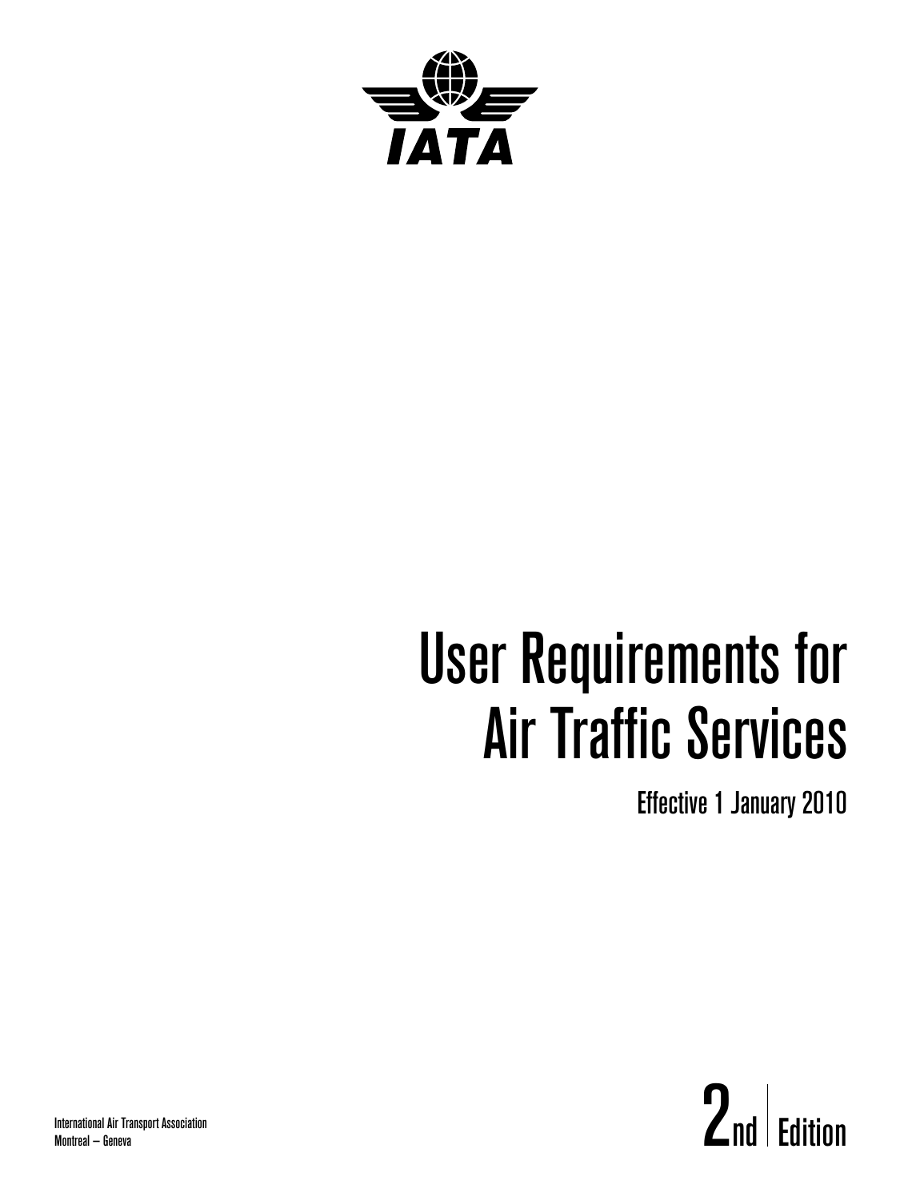IATA

# User Requirements for Air Traffic Services

Effective 1 January 2010

2nd Edition

International Air Transport Association
Montreal – Geneva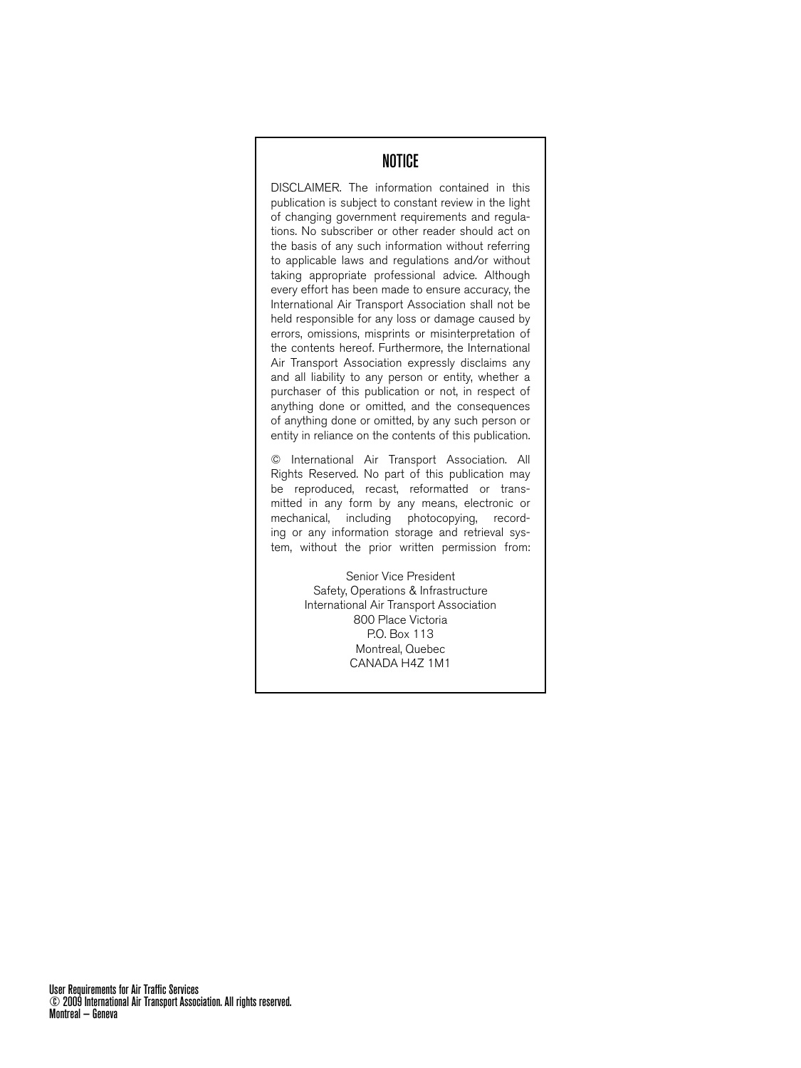## NOTICE

DISCLAIMER. The information contained in this publication is subject to constant review in the light of changing government requirements and regulations. No subscriber or other reader should act on the basis of any such information without referring to applicable laws and regulations and/or without taking appropriate professional advice. Although every effort has been made to ensure accuracy, the International Air Transport Association shall not be held responsible for any loss or damage caused by errors, omissions, misprints or misinterpretation of the contents hereof. Furthermore, the International Air Transport Association expressly disclaims any and all liability to any person or entity, whether a purchaser of this publication or not, in respect of anything done or omitted, and the consequences of anything done or omitted, by any such person or entity in reliance on the contents of this publication.

© International Air Transport Association. All Rights Reserved. No part of this publication may be reproduced, recast, reformatted or transmitted in any form by any means, electronic or mechanical, including photocopying, recording or any information storage and retrieval system, without the prior written permission from:

Senior Vice President
Safety, Operations & Infrastructure
International Air Transport Association
800 Place Victoria
P.O. Box 113
Montreal, Quebec
CANADA H4Z 1M1

User Requirements for Air Traffic Services
© 2009 International Air Transport Association. All rights reserved.
Montreal — Geneva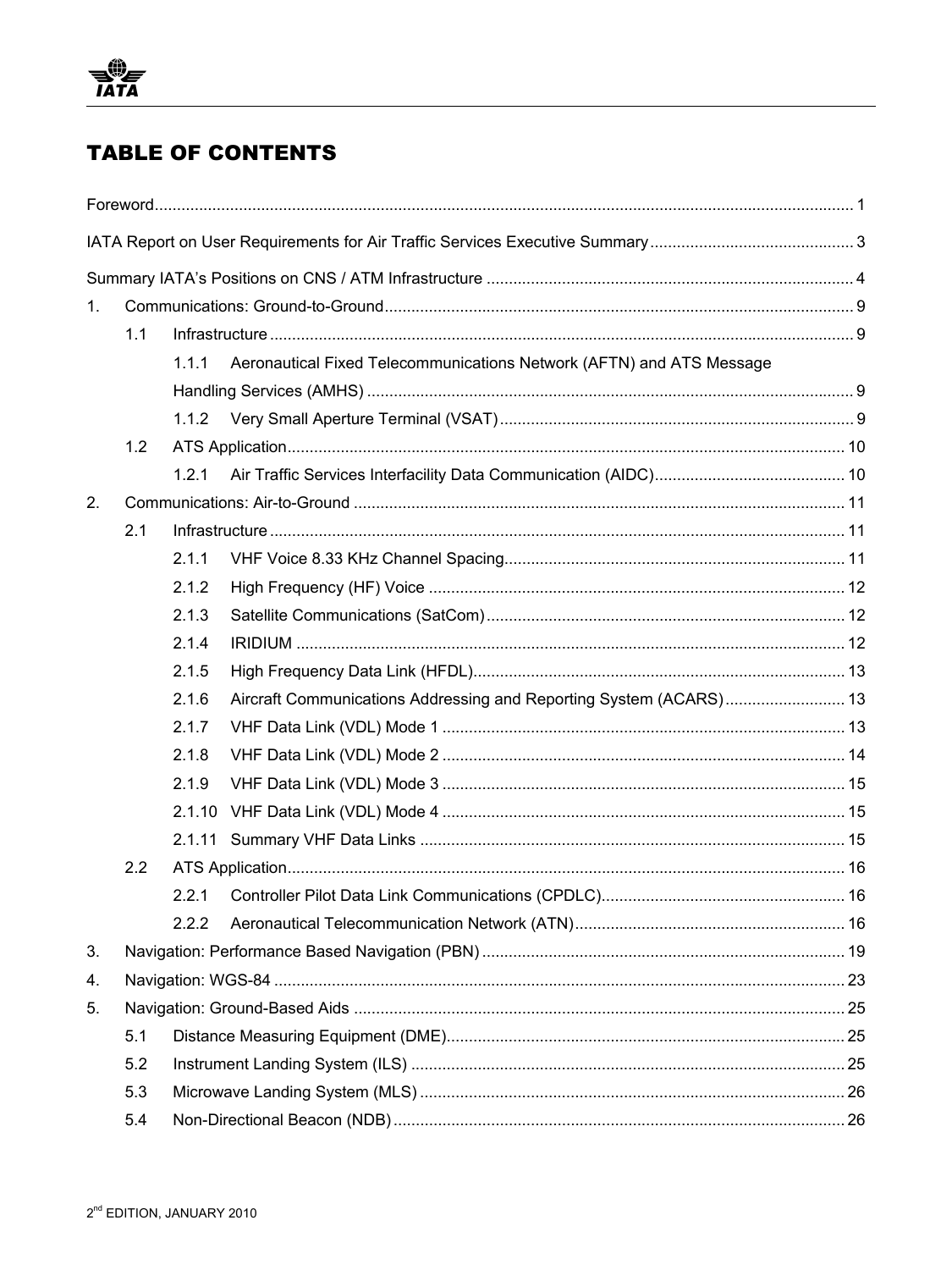# TABLE OF CONTENTS

Foreword ... 1

IATA Report on User Requirements for Air Traffic Services Executive Summary ... 3

Summary IATA's Positions on CNS / ATM Infrastructure ... 4

1. Communications: Ground-to-Ground ... 9
   - 1.1 Infrastructure ... 9
     - 1.1.1 Aeronautical Fixed Telecommunications Network (AFTN) and ATS Message Handling Services (AMHS) ... 9
     - 1.1.2 Very Small Aperture Terminal (VSAT) ... 9
   - 1.2 ATS Application ... 10
     - 1.2.1 Air Traffic Services Interfacility Data Communication (AIDC) ... 10
2. Communications: Air-to-Ground ... 11
   - 2.1 Infrastructure ... 11
     - 2.1.1 VHF Voice 8.33 KHz Channel Spacing ... 11
     - 2.1.2 High Frequency (HF) Voice ... 12
     - 2.1.3 Satellite Communications (SatCom) ... 12
     - 2.1.4 IRIDIUM ... 12
     - 2.1.5 High Frequency Data Link (HFDL) ... 13
     - 2.1.6 Aircraft Communications Addressing and Reporting System (ACARS) ... 13
     - 2.1.7 VHF Data Link (VDL) Mode 1 ... 13
     - 2.1.8 VHF Data Link (VDL) Mode 2 ... 14
     - 2.1.9 VHF Data Link (VDL) Mode 3 ... 15
     - 2.1.10 VHF Data Link (VDL) Mode 4 ... 15
     - 2.1.11 Summary VHF Data Links ... 15
   - 2.2 ATS Application ... 16
     - 2.2.1 Controller Pilot Data Link Communications (CPDLC) ... 16
     - 2.2.2 Aeronautical Telecommunication Network (ATN) ... 16
3. Navigation: Performance Based Navigation (PBN) ... 19
4. Navigation: WGS-84 ... 23
5. Navigation: Ground-Based Aids ... 25
   - 5.1 Distance Measuring Equipment (DME) ... 25
   - 5.2 Instrument Landing System (ILS) ... 25
   - 5.3 Microwave Landing System (MLS) ... 26
   - 5.4 Non-Directional Beacon (NDB) ... 26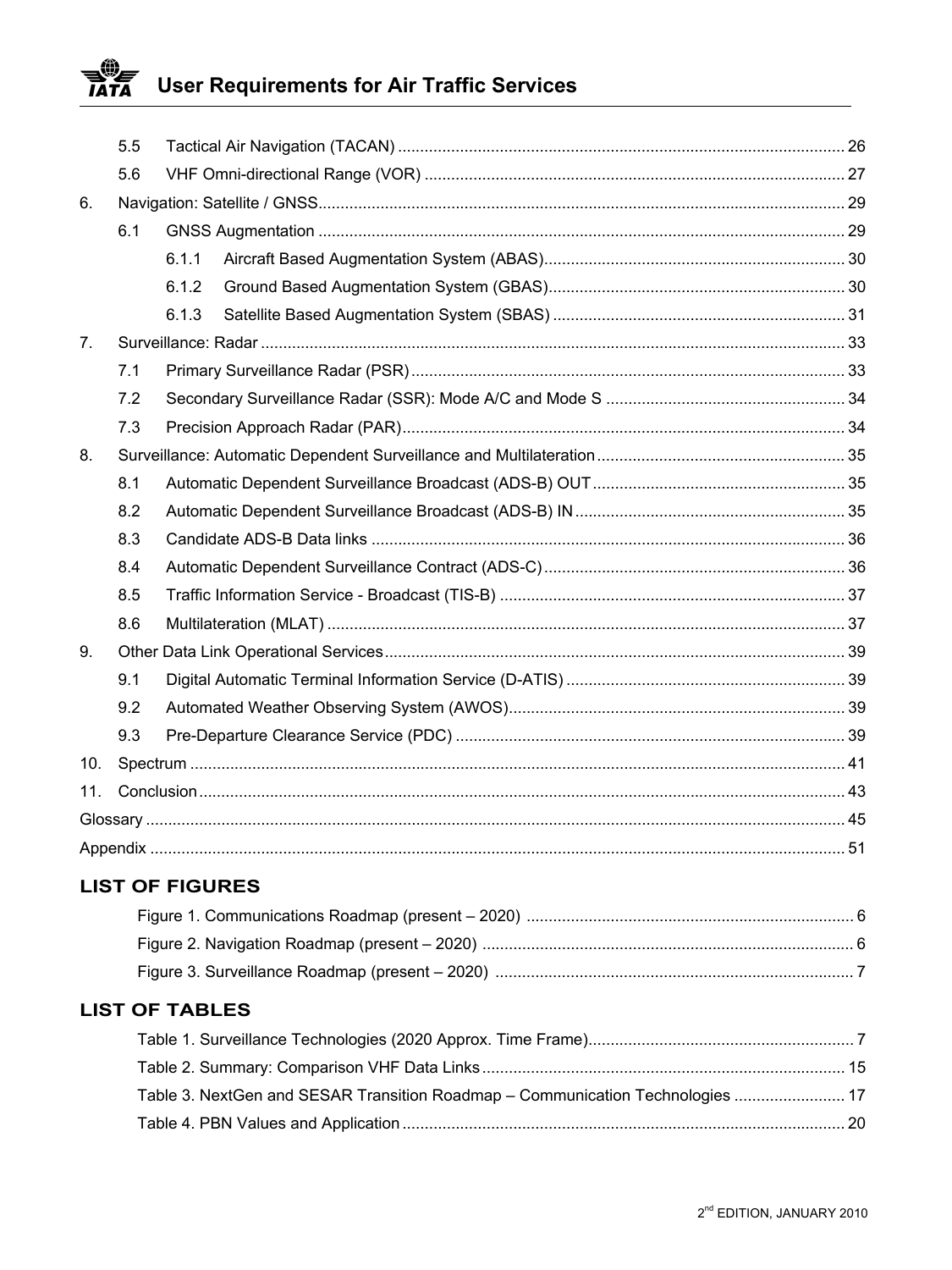- 5.5 Tactical Air Navigation (TACAN) ... 26
- 5.6 VHF Omni-directional Range (VOR) ... 27

6. Navigation: Satellite / GNSS ... 29
   - 6.1 GNSS Augmentation ... 29
     - 6.1.1 Aircraft Based Augmentation System (ABAS) ... 30
     - 6.1.2 Ground Based Augmentation System (GBAS) ... 30
     - 6.1.3 Satellite Based Augmentation System (SBAS) ... 31
7. Surveillance: Radar ... 33
   - 7.1 Primary Surveillance Radar (PSR) ... 33
   - 7.2 Secondary Surveillance Radar (SSR): Mode A/C and Mode S ... 34
   - 7.3 Precision Approach Radar (PAR) ... 34
8. Surveillance: Automatic Dependent Surveillance and Multilateration ... 35
   - 8.1 Automatic Dependent Surveillance Broadcast (ADS-B) OUT ... 35
   - 8.2 Automatic Dependent Surveillance Broadcast (ADS-B) IN ... 35
   - 8.3 Candidate ADS-B Data links ... 36
   - 8.4 Automatic Dependent Surveillance Contract (ADS-C) ... 36
   - 8.5 Traffic Information Service - Broadcast (TIS-B) ... 37
   - 8.6 Multilateration (MLAT) ... 37
9. Other Data Link Operational Services ... 39
   - 9.1 Digital Automatic Terminal Information Service (D-ATIS) ... 39
   - 9.2 Automated Weather Observing System (AWOS) ... 39
   - 9.3 Pre-Departure Clearance Service (PDC) ... 39
10. Spectrum ... 41
11. Conclusion ... 43

Glossary ... 45

Appendix ... 51

## LIST OF FIGURES

- Figure 1. Communications Roadmap (present – 2020) ... 6
- Figure 2. Navigation Roadmap (present – 2020) ... 6
- Figure 3. Surveillance Roadmap (present – 2020) ... 7

## LIST OF TABLES

- Table 1. Surveillance Technologies (2020 Approx. Time Frame) ... 7
- Table 2. Summary: Comparison VHF Data Links ... 15
- Table 3. NextGen and SESAR Transition Roadmap – Communication Technologies ... 17
- Table 4. PBN Values and Application ... 20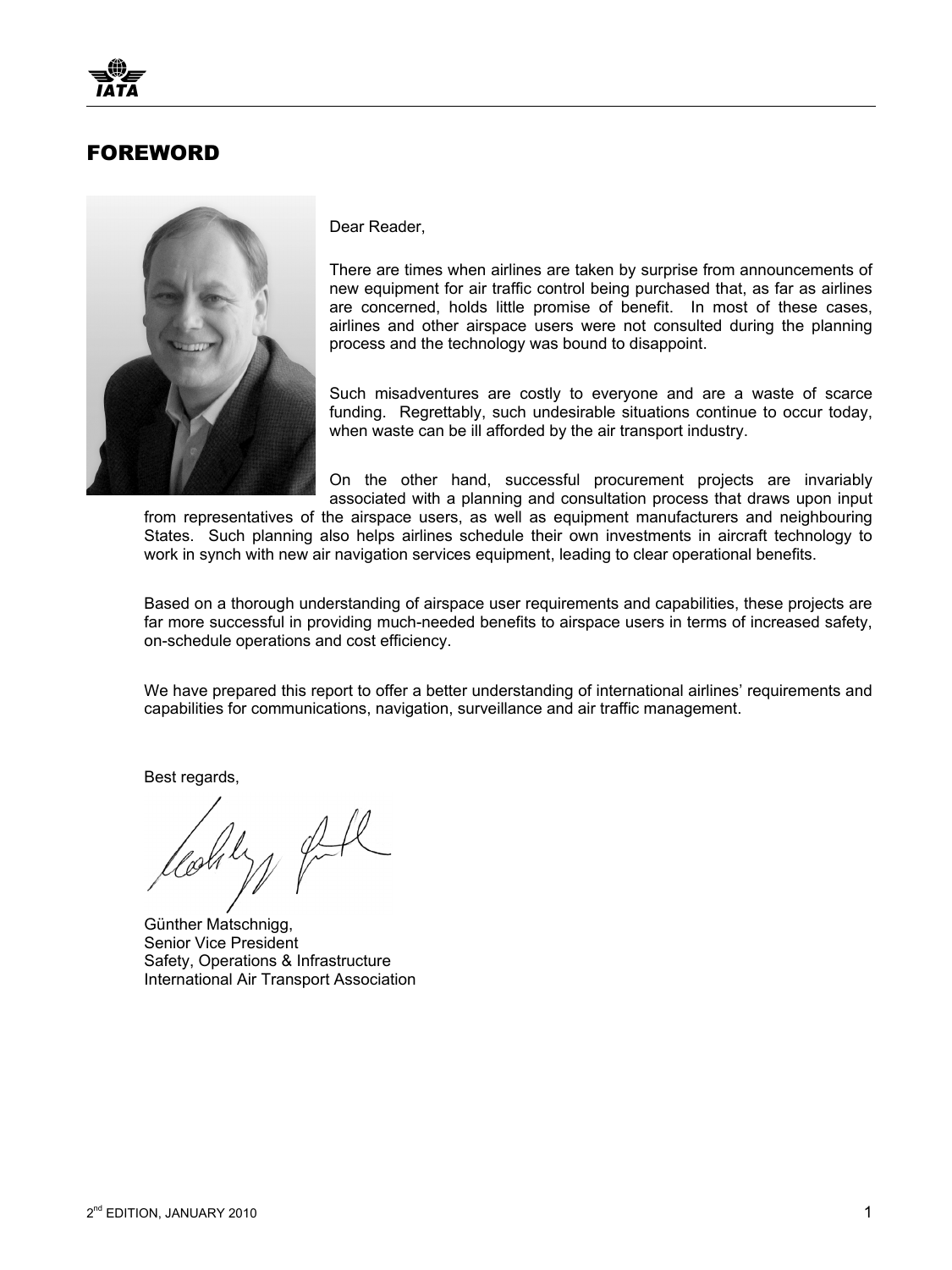# FOREWORD

Dear Reader,

There are times when airlines are taken by surprise from announcements of new equipment for air traffic control being purchased that, as far as airlines are concerned, holds little promise of benefit. In most of these cases, airlines and other airspace users were not consulted during the planning process and the technology was bound to disappoint.

Such misadventures are costly to everyone and are a waste of scarce funding. Regrettably, such undesirable situations continue to occur today, when waste can be ill afforded by the air transport industry.

On the other hand, successful procurement projects are invariably associated with a planning and consultation process that draws upon input from representatives of the airspace users, as well as equipment manufacturers and neighbouring States. Such planning also helps airlines schedule their own investments in aircraft technology to work in synch with new air navigation services equipment, leading to clear operational benefits.

Based on a thorough understanding of airspace user requirements and capabilities, these projects are far more successful in providing much-needed benefits to airspace users in terms of increased safety, on-schedule operations and cost efficiency.

We have prepared this report to offer a better understanding of international airlines' requirements and capabilities for communications, navigation, surveillance and air traffic management.

Best regards,

Günther Matschnigg,
Senior Vice President
Safety, Operations & Infrastructure
International Air Transport Association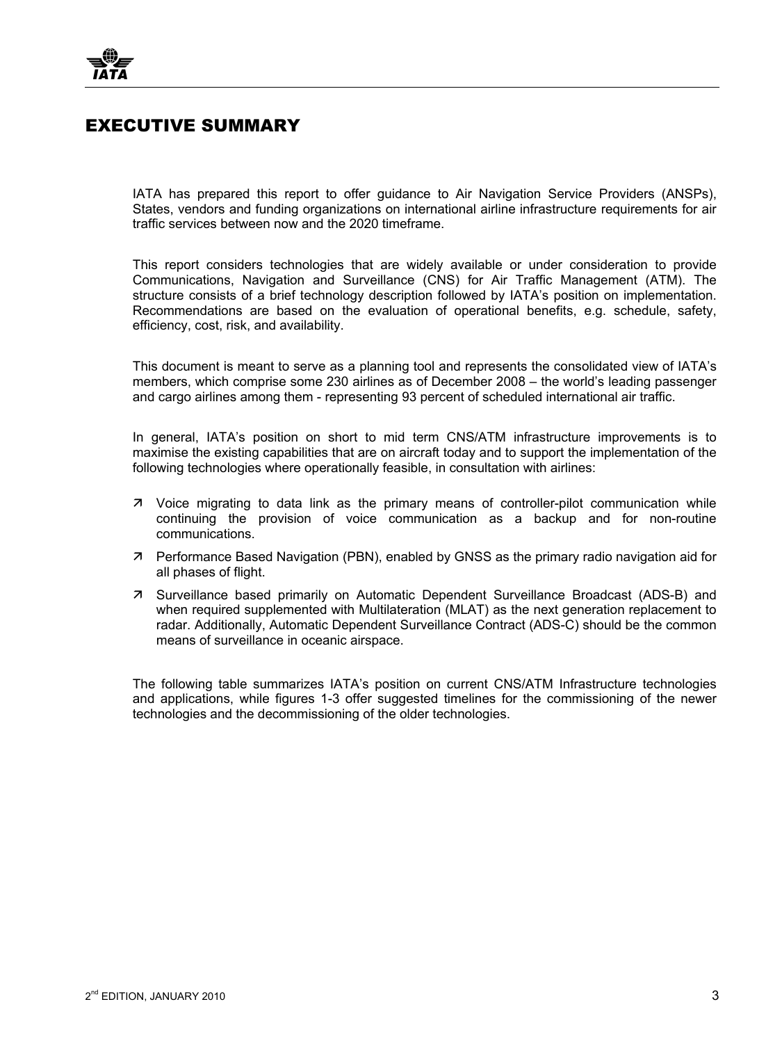# EXECUTIVE SUMMARY

IATA has prepared this report to offer guidance to Air Navigation Service Providers (ANSPs), States, vendors and funding organizations on international airline infrastructure requirements for air traffic services between now and the 2020 timeframe.

This report considers technologies that are widely available or under consideration to provide Communications, Navigation and Surveillance (CNS) for Air Traffic Management (ATM). The structure consists of a brief technology description followed by IATA's position on implementation. Recommendations are based on the evaluation of operational benefits, e.g. schedule, safety, efficiency, cost, risk, and availability.

This document is meant to serve as a planning tool and represents the consolidated view of IATA's members, which comprise some 230 airlines as of December 2008 – the world's leading passenger and cargo airlines among them - representing 93 percent of scheduled international air traffic.

In general, IATA's position on short to mid term CNS/ATM infrastructure improvements is to maximise the existing capabilities that are on aircraft today and to support the implementation of the following technologies where operationally feasible, in consultation with airlines:

- Voice migrating to data link as the primary means of controller-pilot communication while continuing the provision of voice communication as a backup and for non-routine communications.
- Performance Based Navigation (PBN), enabled by GNSS as the primary radio navigation aid for all phases of flight.
- Surveillance based primarily on Automatic Dependent Surveillance Broadcast (ADS-B) and when required supplemented with Multilateration (MLAT) as the next generation replacement to radar. Additionally, Automatic Dependent Surveillance Contract (ADS-C) should be the common means of surveillance in oceanic airspace.

The following table summarizes IATA's position on current CNS/ATM Infrastructure technologies and applications, while figures 1-3 offer suggested timelines for the commissioning of the newer technologies and the decommissioning of the older technologies.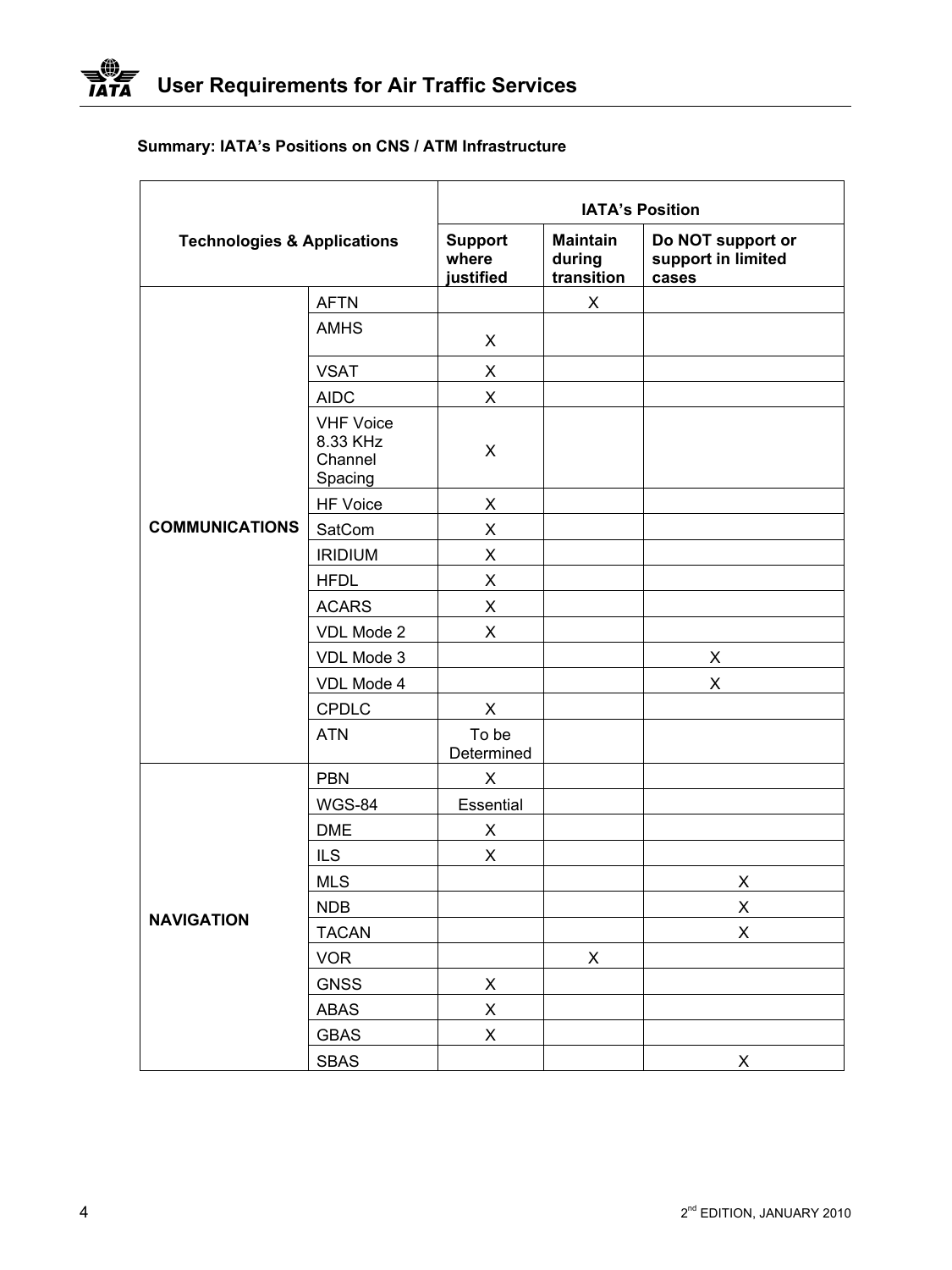**Summary: IATA's Positions on CNS / ATM Infrastructure**

| Technologies & Applications | | IATA's Position | | |
|---|---|---|---|---|
| | | Support where justified | Maintain during transition | Do NOT support or support in limited cases |
| COMMUNICATIONS | AFTN | | X | |
| | AMHS | X | | |
| | VSAT | X | | |
| | AIDC | X | | |
| | VHF Voice 8.33 KHz Channel Spacing | X | | |
| | HF Voice | X | | |
| | SatCom | X | | |
| | IRIDIUM | X | | |
| | HFDL | X | | |
| | ACARS | X | | |
| | VDL Mode 2 | X | | |
| | VDL Mode 3 | | | X |
| | VDL Mode 4 | | | X |
| | CPDLC | X | | |
| | ATN | To be Determined | | |
| NAVIGATION | PBN | X | | |
| | WGS-84 | Essential | | |
| | DME | X | | |
| | ILS | X | | |
| | MLS | | | X |
| | NDB | | | X |
| | TACAN | | | X |
| | VOR | | X | |
| | GNSS | X | | |
| | ABAS | X | | |
| | GBAS | X | | |
| | SBAS | | | X |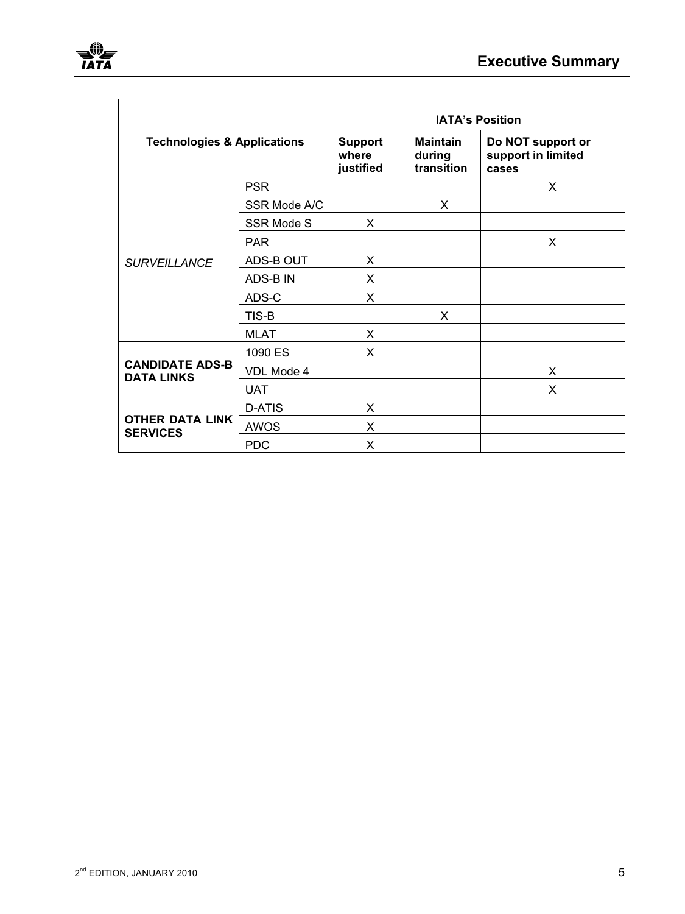| Technologies & Applications | | IATA's Position | | |
|---|---|---|---|---|
| | | **Support where justified** | **Maintain during transition** | **Do NOT support or support in limited cases** |
| *SURVEILLANCE* | PSR | | | X |
| | SSR Mode A/C | | X | |
| | SSR Mode S | X | | |
| | PAR | | | X |
| | ADS-B OUT | X | | |
| | ADS-B IN | X | | |
| | ADS-C | X | | |
| | TIS-B | | X | |
| | MLAT | X | | |
| **CANDIDATE ADS-B DATA LINKS** | 1090 ES | X | | |
| | VDL Mode 4 | | | X |
| | UAT | | | X |
| **OTHER DATA LINK SERVICES** | D-ATIS | X | | |
| | AWOS | X | | |
| | PDC | X | | |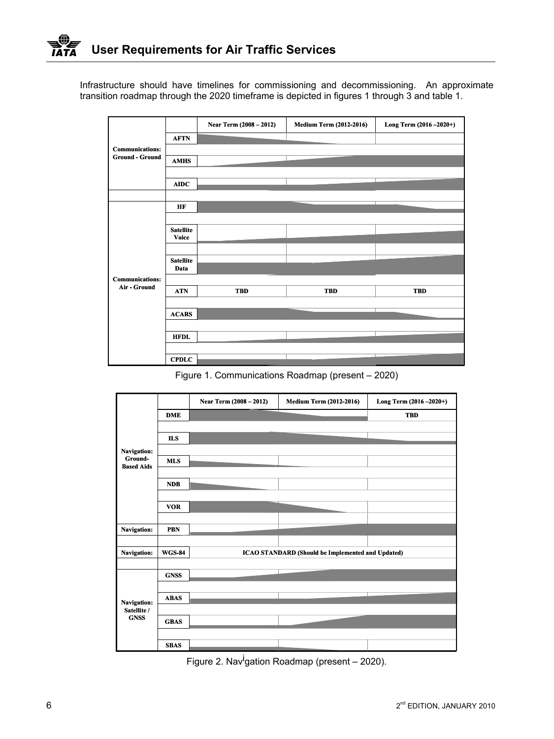Infrastructure should have timelines for commissioning and decommissioning. An approximate transition roadmap through the 2020 timeframe is depicted in figures 1 through 3 and table 1.

| | | Near Term (2008 – 2012) | Medium Term (2012-2016) | Long Term (2016 –2020+) |
|---|---|---|---|---|
| Communications: Ground - Ground | AFTN | | | |
| | AMHS | | | |
| | AIDC | | | |
| Communications: Air - Ground | HF | | | |
| | Satellite Voice | | | |
| | Satellite Data | | | |
| | ATN | TBD | TBD | TBD |
| | ACARS | | | |
| | HFDL | | | |
| | CPDLC | | | |

Figure 1. Communications Roadmap (present – 2020)

| | | Near Term (2008 – 2012) | Medium Term (2012-2016) | Long Term (2016 –2020+) |
|---|---|---|---|---|
| Navigation: Ground-Based Aids | DME | | | TBD |
| | ILS | | | |
| | MLS | | | |
| | NDB | | | |
| | VOR | | | |
| Navigation: | PBN | | | |
| Navigation: | WGS-84 | ICAO STANDARD (Should be Implemented and Updated) | | |
| Navigation: Satellite / GNSS | GNSS | | | |
| | ABAS | | | |
| | GBAS | | | |
| | SBAS | | | |

Figure 2. Navigation Roadmap (present – 2020).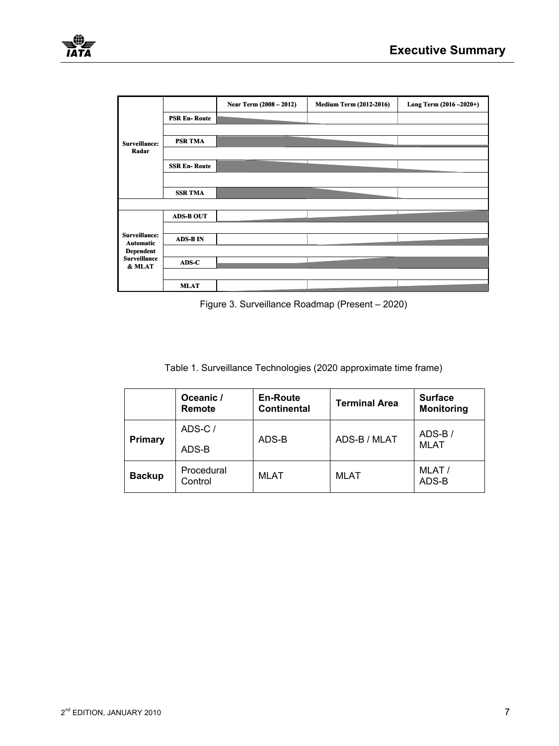| | | Near Term (2008 – 2012) | Medium Term (2012-2016) | Long Term (2016 –2020+) |
|---|---|---|---|---|
| Surveillance: Radar | PSR En- Route | | | |
| | PSR TMA | | | |
| | SSR En- Route | | | |
| | SSR TMA | | | |
| Surveillance: Automatic Dependent Surveillance & MLAT | ADS-B OUT | | | |
| | ADS-B IN | | | |
| | ADS-C | | | |
| | MLAT | | | |

Figure 3. Surveillance Roadmap (Present – 2020)

Table 1. Surveillance Technologies (2020 approximate time frame)

| | Oceanic / Remote | En-Route Continental | Terminal Area | Surface Monitoring |
|---|---|---|---|---|
| **Primary** | ADS-C / ADS-B | ADS-B | ADS-B / MLAT | ADS-B / MLAT |
| **Backup** | Procedural Control | MLAT | MLAT | MLAT / ADS-B |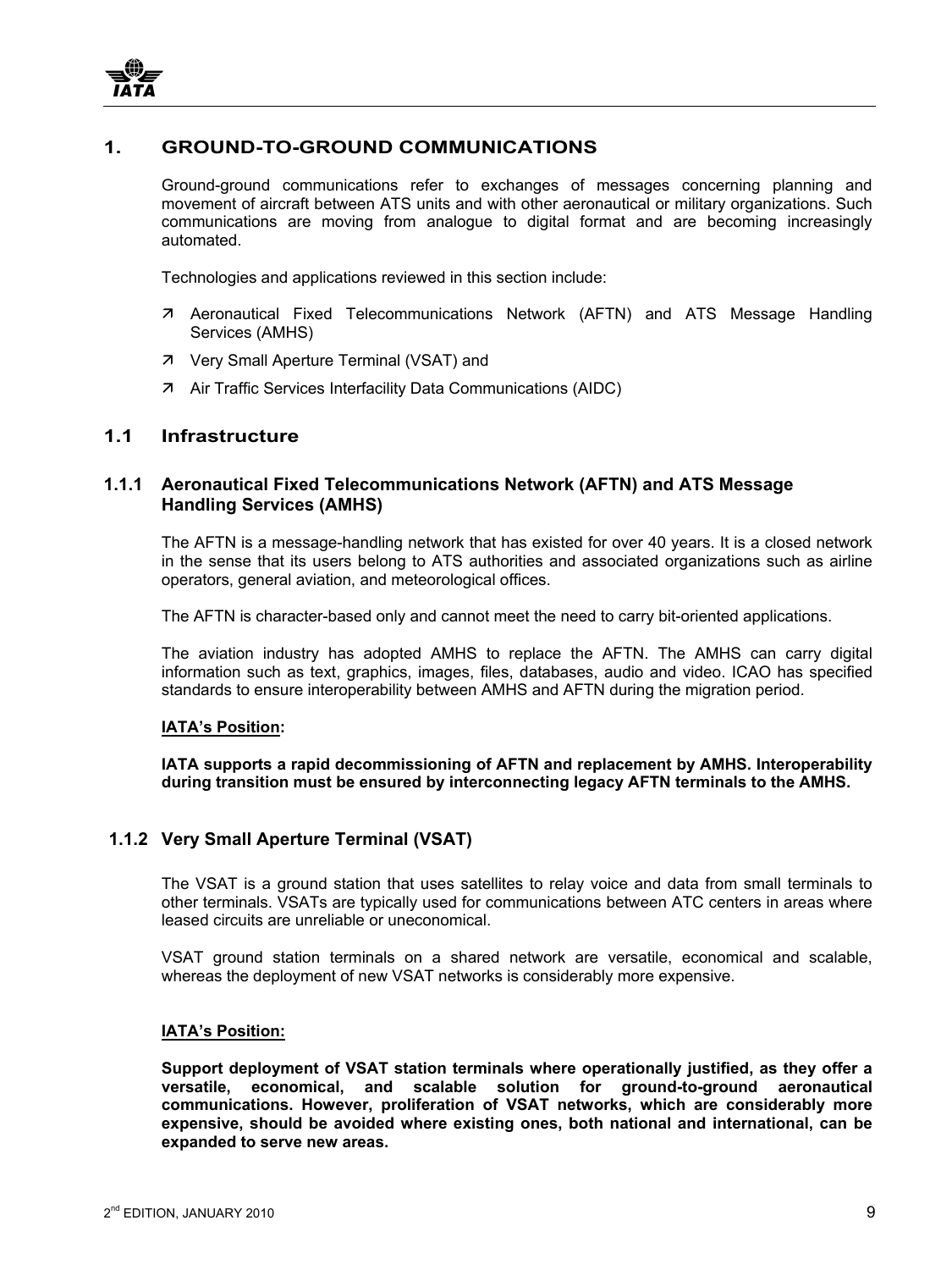# 1. GROUND-TO-GROUND COMMUNICATIONS

Ground-ground communications refer to exchanges of messages concerning planning and movement of aircraft between ATS units and with other aeronautical or military organizations. Such communications are moving from analogue to digital format and are becoming increasingly automated.

Technologies and applications reviewed in this section include:

- Aeronautical Fixed Telecommunications Network (AFTN) and ATS Message Handling Services (AMHS)
- Very Small Aperture Terminal (VSAT) and
- Air Traffic Services Interfacility Data Communications (AIDC)

## 1.1 Infrastructure

### 1.1.1 Aeronautical Fixed Telecommunications Network (AFTN) and ATS Message Handling Services (AMHS)

The AFTN is a message-handling network that has existed for over 40 years. It is a closed network in the sense that its users belong to ATS authorities and associated organizations such as airline operators, general aviation, and meteorological offices.

The AFTN is character-based only and cannot meet the need to carry bit-oriented applications.

The aviation industry has adopted AMHS to replace the AFTN. The AMHS can carry digital information such as text, graphics, images, files, databases, audio and video. ICAO has specified standards to ensure interoperability between AMHS and AFTN during the migration period.

**IATA's Position:**

**IATA supports a rapid decommissioning of AFTN and replacement by AMHS. Interoperability during transition must be ensured by interconnecting legacy AFTN terminals to the AMHS.**

### 1.1.2 Very Small Aperture Terminal (VSAT)

The VSAT is a ground station that uses satellites to relay voice and data from small terminals to other terminals. VSATs are typically used for communications between ATC centers in areas where leased circuits are unreliable or uneconomical.

VSAT ground station terminals on a shared network are versatile, economical and scalable, whereas the deployment of new VSAT networks is considerably more expensive.

**IATA's Position:**

**Support deployment of VSAT station terminals where operationally justified, as they offer a versatile, economical, and scalable solution for ground-to-ground aeronautical communications. However, proliferation of VSAT networks, which are considerably more expensive, should be avoided where existing ones, both national and international, can be expanded to serve new areas.**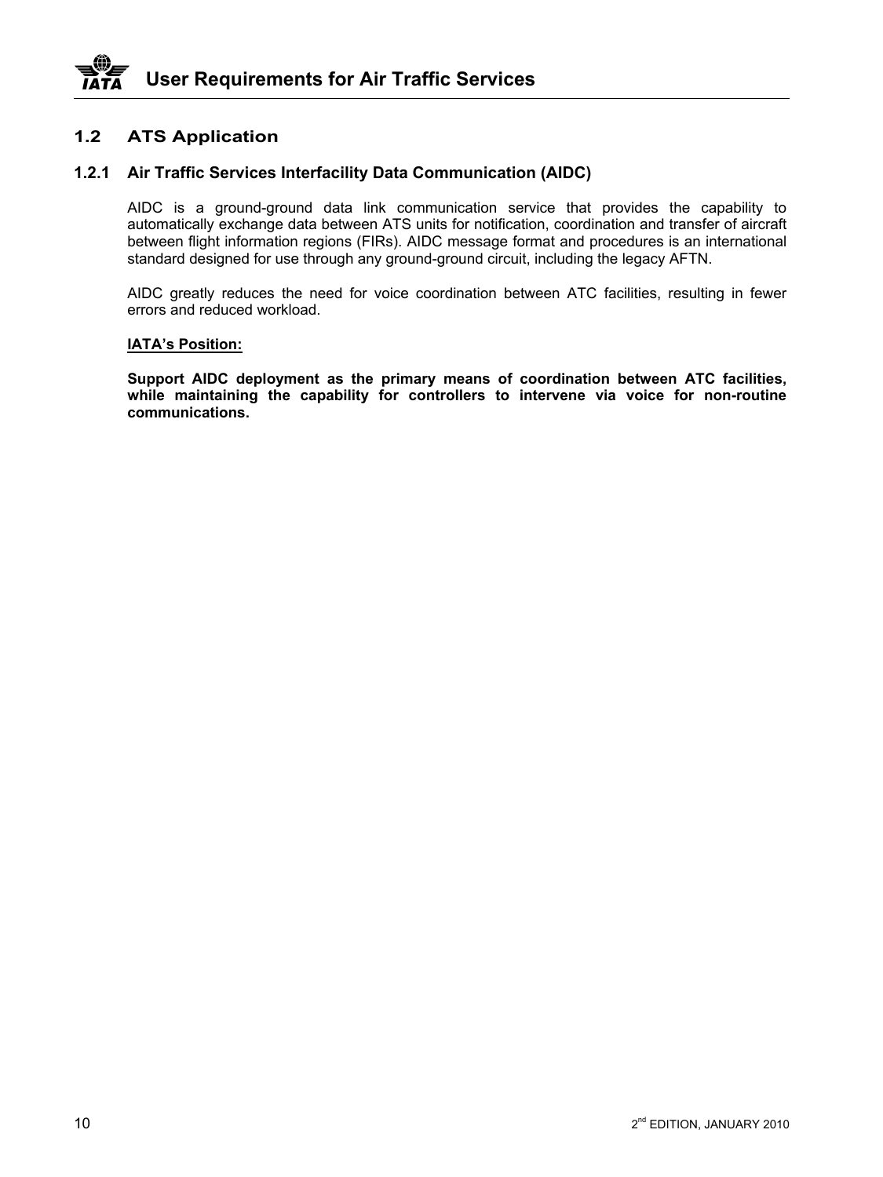## 1.2 ATS Application

### 1.2.1 Air Traffic Services Interfacility Data Communication (AIDC)

AIDC is a ground-ground data link communication service that provides the capability to automatically exchange data between ATS units for notification, coordination and transfer of aircraft between flight information regions (FIRs). AIDC message format and procedures is an international standard designed for use through any ground-ground circuit, including the legacy AFTN.

AIDC greatly reduces the need for voice coordination between ATC facilities, resulting in fewer errors and reduced workload.

**IATA's Position:**

**Support AIDC deployment as the primary means of coordination between ATC facilities, while maintaining the capability for controllers to intervene via voice for non-routine communications.**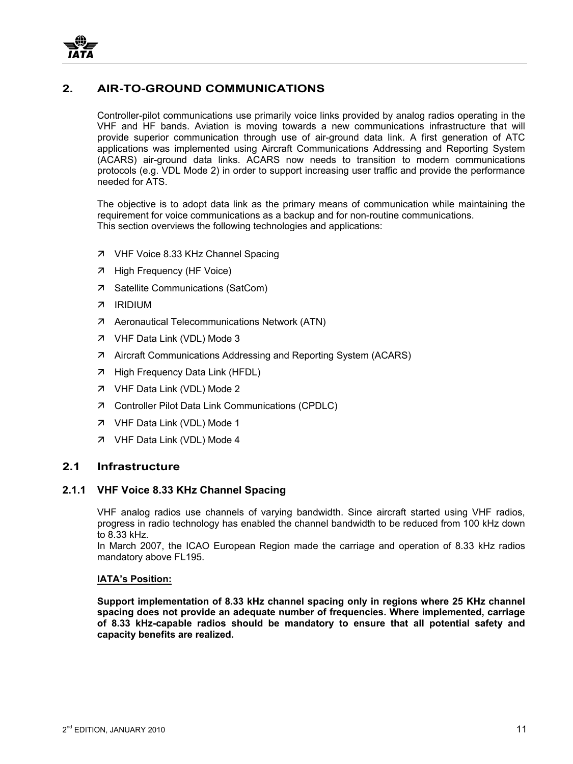## 2. AIR-TO-GROUND COMMUNICATIONS

Controller-pilot communications use primarily voice links provided by analog radios operating in the VHF and HF bands. Aviation is moving towards a new communications infrastructure that will provide superior communication through use of air-ground data link. A first generation of ATC applications was implemented using Aircraft Communications Addressing and Reporting System (ACARS) air-ground data links. ACARS now needs to transition to modern communications protocols (e.g. VDL Mode 2) in order to support increasing user traffic and provide the performance needed for ATS.

The objective is to adopt data link as the primary means of communication while maintaining the requirement for voice communications as a backup and for non-routine communications.
This section overviews the following technologies and applications:

- VHF Voice 8.33 KHz Channel Spacing
- High Frequency (HF Voice)
- Satellite Communications (SatCom)
- IRIDIUM
- Aeronautical Telecommunications Network (ATN)
- VHF Data Link (VDL) Mode 3
- Aircraft Communications Addressing and Reporting System (ACARS)
- High Frequency Data Link (HFDL)
- VHF Data Link (VDL) Mode 2
- Controller Pilot Data Link Communications (CPDLC)
- VHF Data Link (VDL) Mode 1
- VHF Data Link (VDL) Mode 4

### 2.1 Infrastructure

#### 2.1.1 VHF Voice 8.33 KHz Channel Spacing

VHF analog radios use channels of varying bandwidth. Since aircraft started using VHF radios, progress in radio technology has enabled the channel bandwidth to be reduced from 100 kHz down to 8.33 kHz.
In March 2007, the ICAO European Region made the carriage and operation of 8.33 kHz radios mandatory above FL195.

**IATA's Position:**

**Support implementation of 8.33 kHz channel spacing only in regions where 25 KHz channel spacing does not provide an adequate number of frequencies. Where implemented, carriage of 8.33 kHz-capable radios should be mandatory to ensure that all potential safety and capacity benefits are realized.**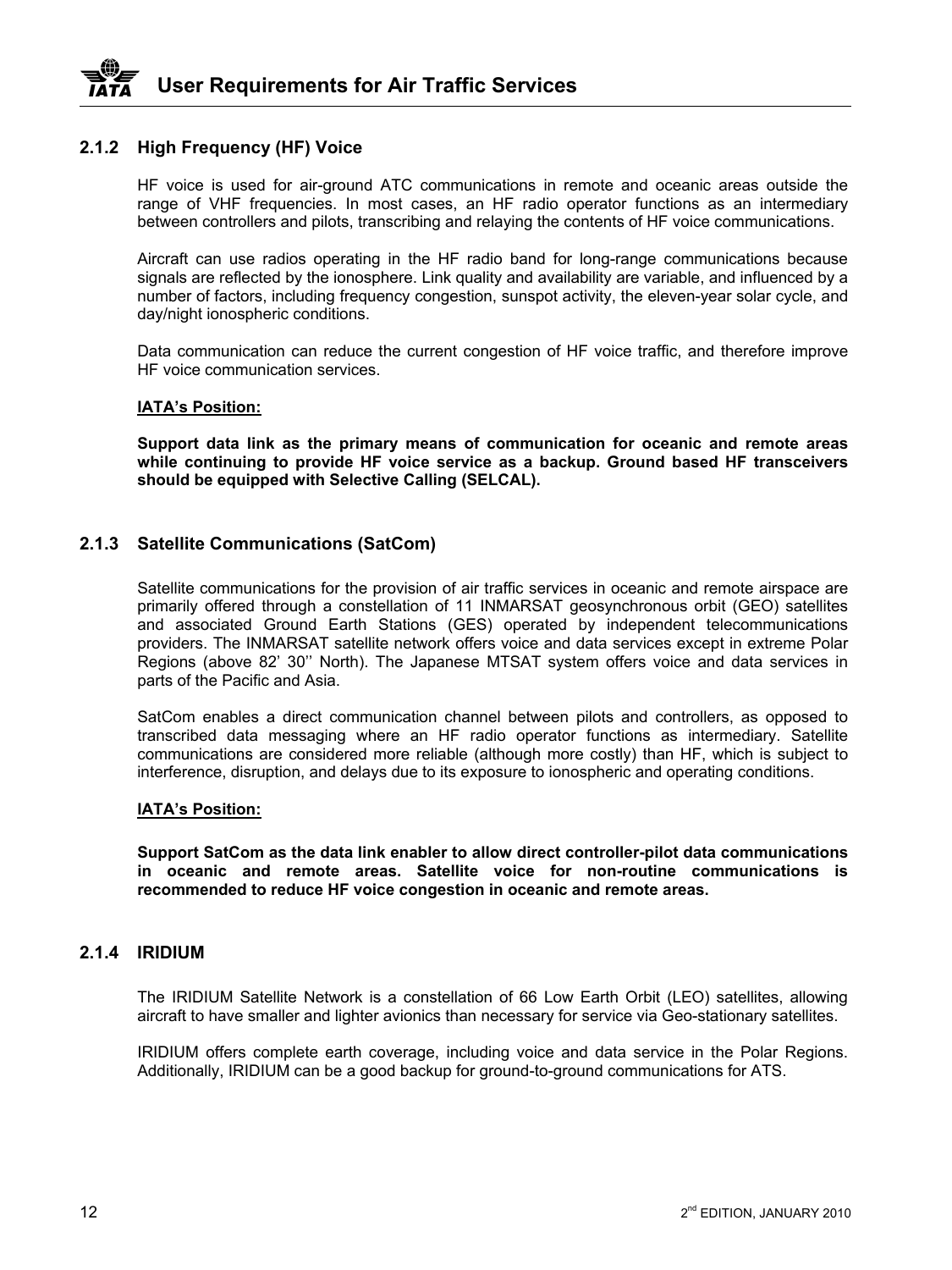### 2.1.2 High Frequency (HF) Voice

HF voice is used for air-ground ATC communications in remote and oceanic areas outside the range of VHF frequencies. In most cases, an HF radio operator functions as an intermediary between controllers and pilots, transcribing and relaying the contents of HF voice communications.

Aircraft can use radios operating in the HF radio band for long-range communications because signals are reflected by the ionosphere. Link quality and availability are variable, and influenced by a number of factors, including frequency congestion, sunspot activity, the eleven-year solar cycle, and day/night ionospheric conditions.

Data communication can reduce the current congestion of HF voice traffic, and therefore improve HF voice communication services.

**IATA's Position:**

**Support data link as the primary means of communication for oceanic and remote areas while continuing to provide HF voice service as a backup. Ground based HF transceivers should be equipped with Selective Calling (SELCAL).**

### 2.1.3 Satellite Communications (SatCom)

Satellite communications for the provision of air traffic services in oceanic and remote airspace are primarily offered through a constellation of 11 INMARSAT geosynchronous orbit (GEO) satellites and associated Ground Earth Stations (GES) operated by independent telecommunications providers. The INMARSAT satellite network offers voice and data services except in extreme Polar Regions (above 82' 30'' North). The Japanese MTSAT system offers voice and data services in parts of the Pacific and Asia.

SatCom enables a direct communication channel between pilots and controllers, as opposed to transcribed data messaging where an HF radio operator functions as intermediary. Satellite communications are considered more reliable (although more costly) than HF, which is subject to interference, disruption, and delays due to its exposure to ionospheric and operating conditions.

**IATA's Position:**

**Support SatCom as the data link enabler to allow direct controller-pilot data communications in oceanic and remote areas. Satellite voice for non-routine communications is recommended to reduce HF voice congestion in oceanic and remote areas.**

### 2.1.4 IRIDIUM

The IRIDIUM Satellite Network is a constellation of 66 Low Earth Orbit (LEO) satellites, allowing aircraft to have smaller and lighter avionics than necessary for service via Geo-stationary satellites.

IRIDIUM offers complete earth coverage, including voice and data service in the Polar Regions. Additionally, IRIDIUM can be a good backup for ground-to-ground communications for ATS.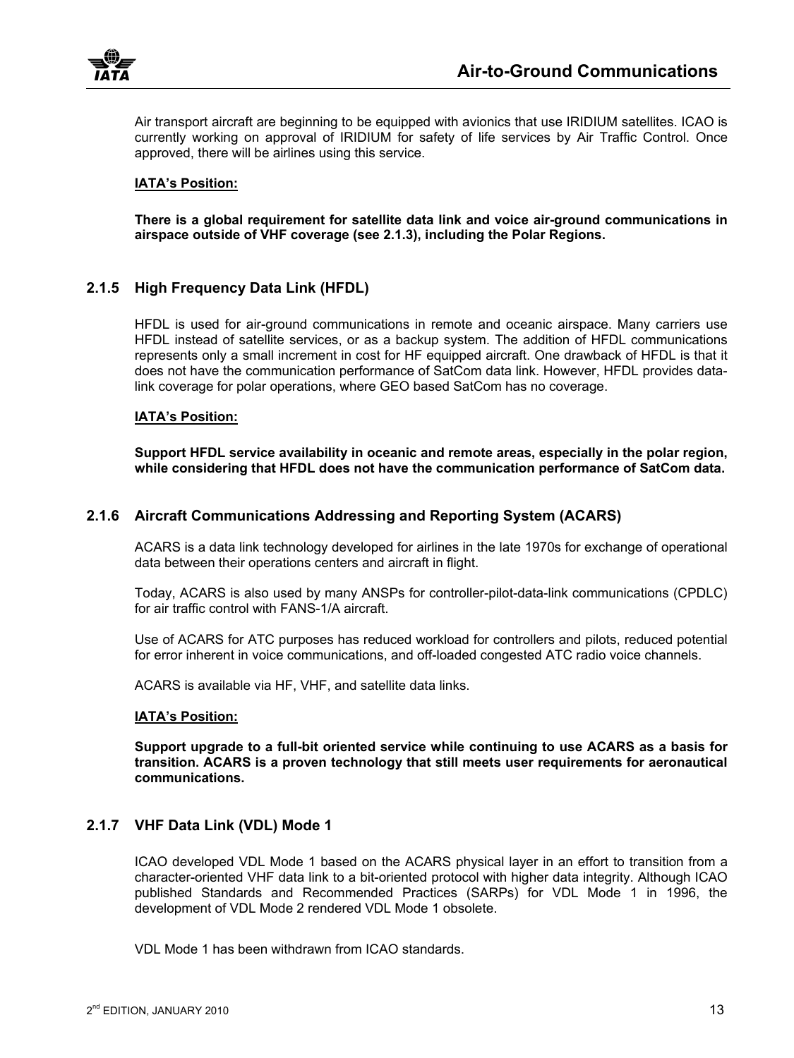Air transport aircraft are beginning to be equipped with avionics that use IRIDIUM satellites. ICAO is currently working on approval of IRIDIUM for safety of life services by Air Traffic Control. Once approved, there will be airlines using this service.

**IATA's Position:**

**There is a global requirement for satellite data link and voice air-ground communications in airspace outside of VHF coverage (see 2.1.3), including the Polar Regions.**

### 2.1.5 High Frequency Data Link (HFDL)

HFDL is used for air-ground communications in remote and oceanic airspace. Many carriers use HFDL instead of satellite services, or as a backup system. The addition of HFDL communications represents only a small increment in cost for HF equipped aircraft. One drawback of HFDL is that it does not have the communication performance of SatCom data link. However, HFDL provides data-link coverage for polar operations, where GEO based SatCom has no coverage.

**IATA's Position:**

**Support HFDL service availability in oceanic and remote areas, especially in the polar region, while considering that HFDL does not have the communication performance of SatCom data.**

### 2.1.6 Aircraft Communications Addressing and Reporting System (ACARS)

ACARS is a data link technology developed for airlines in the late 1970s for exchange of operational data between their operations centers and aircraft in flight.

Today, ACARS is also used by many ANSPs for controller-pilot-data-link communications (CPDLC) for air traffic control with FANS-1/A aircraft.

Use of ACARS for ATC purposes has reduced workload for controllers and pilots, reduced potential for error inherent in voice communications, and off-loaded congested ATC radio voice channels.

ACARS is available via HF, VHF, and satellite data links.

**IATA's Position:**

**Support upgrade to a full-bit oriented service while continuing to use ACARS as a basis for transition. ACARS is a proven technology that still meets user requirements for aeronautical communications.**

### 2.1.7 VHF Data Link (VDL) Mode 1

ICAO developed VDL Mode 1 based on the ACARS physical layer in an effort to transition from a character-oriented VHF data link to a bit-oriented protocol with higher data integrity. Although ICAO published Standards and Recommended Practices (SARPs) for VDL Mode 1 in 1996, the development of VDL Mode 2 rendered VDL Mode 1 obsolete.

VDL Mode 1 has been withdrawn from ICAO standards.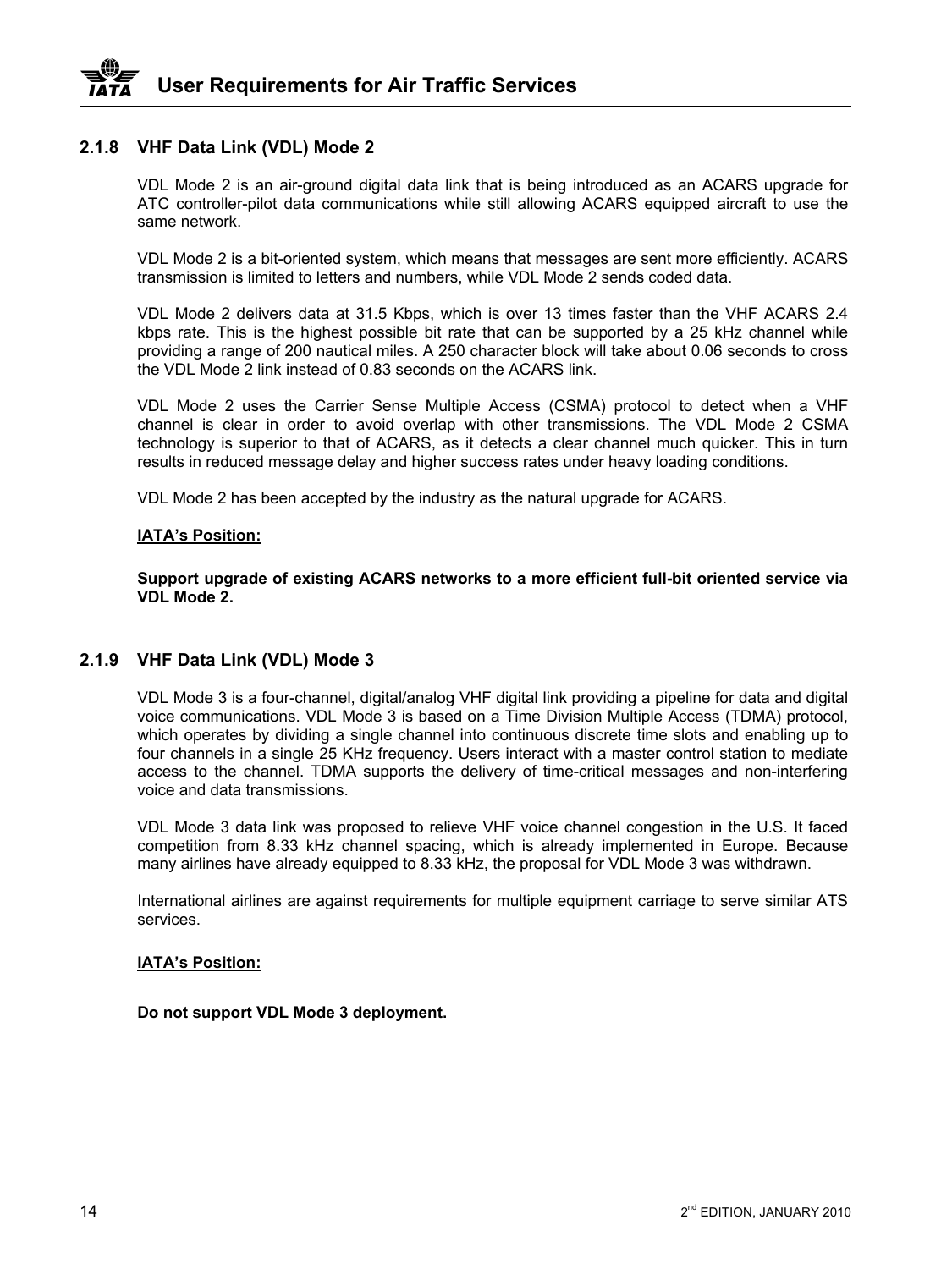### 2.1.8 VHF Data Link (VDL) Mode 2

VDL Mode 2 is an air-ground digital data link that is being introduced as an ACARS upgrade for ATC controller-pilot data communications while still allowing ACARS equipped aircraft to use the same network.

VDL Mode 2 is a bit-oriented system, which means that messages are sent more efficiently. ACARS transmission is limited to letters and numbers, while VDL Mode 2 sends coded data.

VDL Mode 2 delivers data at 31.5 Kbps, which is over 13 times faster than the VHF ACARS 2.4 kbps rate. This is the highest possible bit rate that can be supported by a 25 kHz channel while providing a range of 200 nautical miles. A 250 character block will take about 0.06 seconds to cross the VDL Mode 2 link instead of 0.83 seconds on the ACARS link.

VDL Mode 2 uses the Carrier Sense Multiple Access (CSMA) protocol to detect when a VHF channel is clear in order to avoid overlap with other transmissions. The VDL Mode 2 CSMA technology is superior to that of ACARS, as it detects a clear channel much quicker. This in turn results in reduced message delay and higher success rates under heavy loading conditions.

VDL Mode 2 has been accepted by the industry as the natural upgrade for ACARS.

**IATA's Position:**

**Support upgrade of existing ACARS networks to a more efficient full-bit oriented service via VDL Mode 2.**

### 2.1.9 VHF Data Link (VDL) Mode 3

VDL Mode 3 is a four-channel, digital/analog VHF digital link providing a pipeline for data and digital voice communications. VDL Mode 3 is based on a Time Division Multiple Access (TDMA) protocol, which operates by dividing a single channel into continuous discrete time slots and enabling up to four channels in a single 25 KHz frequency. Users interact with a master control station to mediate access to the channel. TDMA supports the delivery of time-critical messages and non-interfering voice and data transmissions.

VDL Mode 3 data link was proposed to relieve VHF voice channel congestion in the U.S. It faced competition from 8.33 kHz channel spacing, which is already implemented in Europe. Because many airlines have already equipped to 8.33 kHz, the proposal for VDL Mode 3 was withdrawn.

International airlines are against requirements for multiple equipment carriage to serve similar ATS services.

**IATA's Position:**

**Do not support VDL Mode 3 deployment.**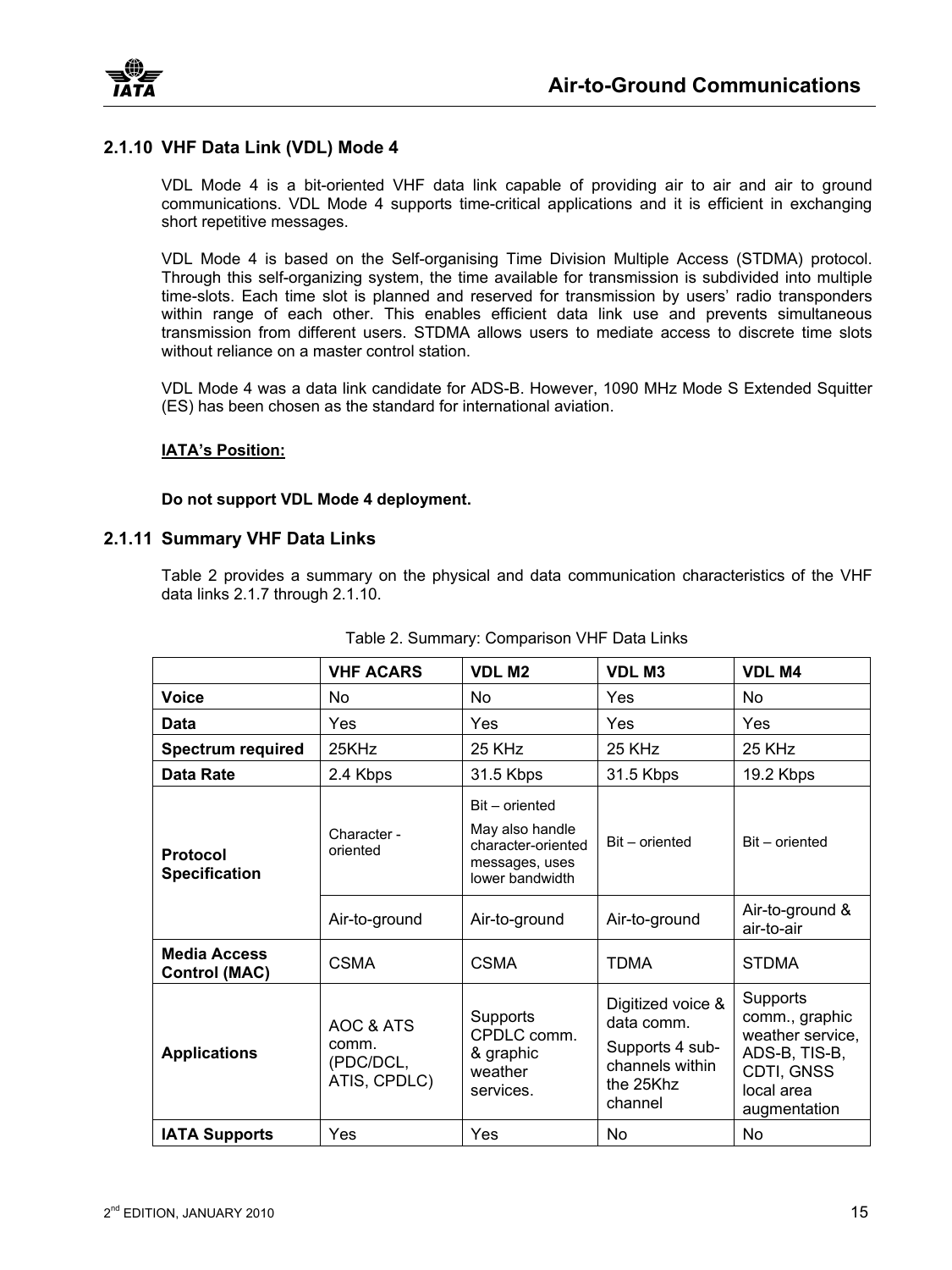### 2.1.10 VHF Data Link (VDL) Mode 4

VDL Mode 4 is a bit-oriented VHF data link capable of providing air to air and air to ground communications. VDL Mode 4 supports time-critical applications and it is efficient in exchanging short repetitive messages.

VDL Mode 4 is based on the Self-organising Time Division Multiple Access (STDMA) protocol. Through this self-organizing system, the time available for transmission is subdivided into multiple time-slots. Each time slot is planned and reserved for transmission by users' radio transponders within range of each other. This enables efficient data link use and prevents simultaneous transmission from different users. STDMA allows users to mediate access to discrete time slots without reliance on a master control station.

VDL Mode 4 was a data link candidate for ADS-B. However, 1090 MHz Mode S Extended Squitter (ES) has been chosen as the standard for international aviation.

**IATA's Position:**

**Do not support VDL Mode 4 deployment.**

### 2.1.11 Summary VHF Data Links

Table 2 provides a summary on the physical and data communication characteristics of the VHF data links 2.1.7 through 2.1.10.

Table 2. Summary: Comparison VHF Data Links

| | VHF ACARS | VDL M2 | VDL M3 | VDL M4 |
|---|---|---|---|---|
| **Voice** | No | No | Yes | No |
| **Data** | Yes | Yes | Yes | Yes |
| **Spectrum required** | 25KHz | 25 KHz | 25 KHz | 25 KHz |
| **Data Rate** | 2.4 Kbps | 31.5 Kbps | 31.5 Kbps | 19.2 Kbps |
| **Protocol Specification** | Character - oriented | Bit – oriented<br>May also handle character-oriented messages, uses lower bandwidth | Bit – oriented | Bit – oriented |
| | Air-to-ground | Air-to-ground | Air-to-ground | Air-to-ground & air-to-air |
| **Media Access Control (MAC)** | CSMA | CSMA | TDMA | STDMA |
| **Applications** | AOC & ATS comm. (PDC/DCL, ATIS, CPDLC) | Supports CPDLC comm. & graphic weather services. | Digitized voice & data comm.<br>Supports 4 sub-channels within the 25Khz channel | Supports comm., graphic weather service, ADS-B, TIS-B, CDTI, GNSS local area augmentation |
| **IATA Supports** | Yes | Yes | No | No |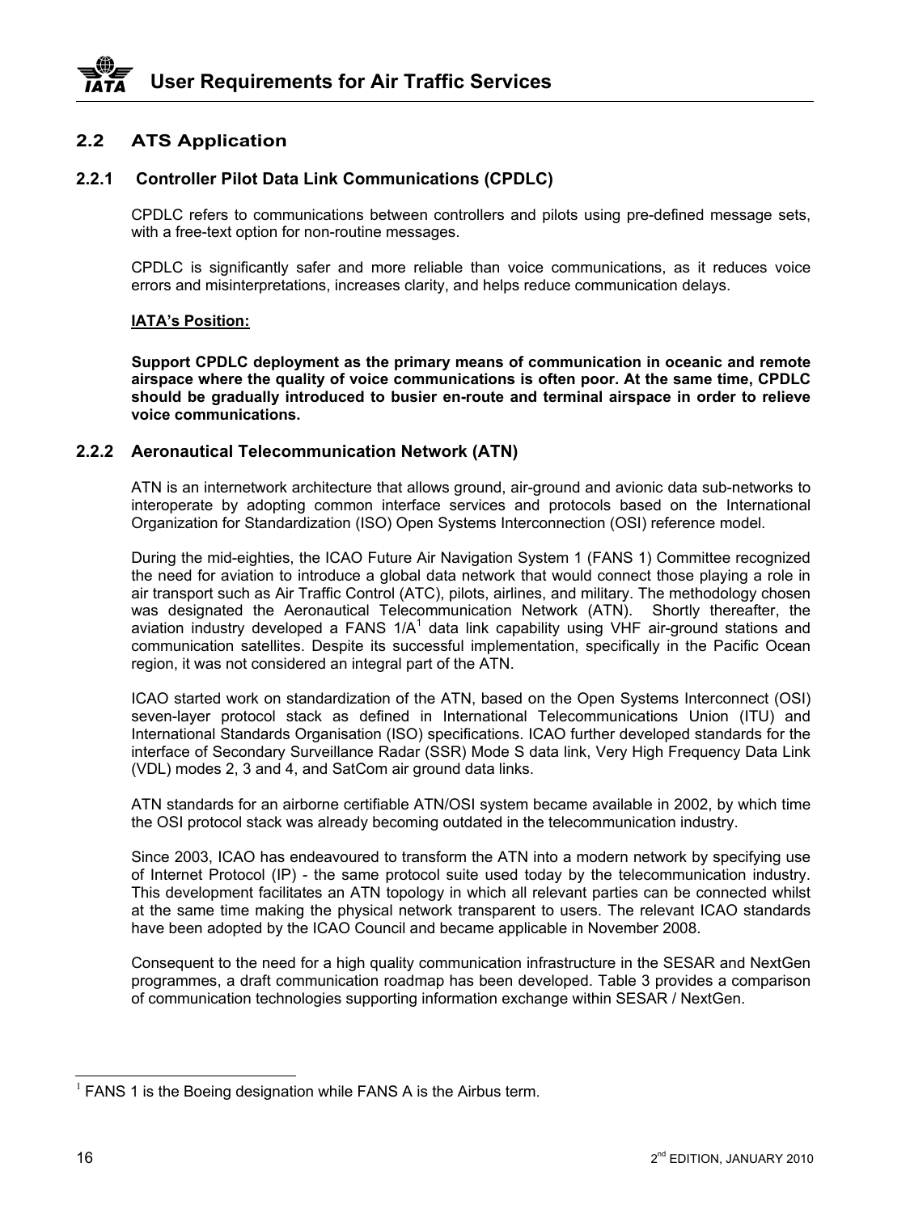## 2.2 ATS Application

### 2.2.1 Controller Pilot Data Link Communications (CPDLC)

CPDLC refers to communications between controllers and pilots using pre-defined message sets, with a free-text option for non-routine messages.

CPDLC is significantly safer and more reliable than voice communications, as it reduces voice errors and misinterpretations, increases clarity, and helps reduce communication delays.

**IATA's Position:**

**Support CPDLC deployment as the primary means of communication in oceanic and remote airspace where the quality of voice communications is often poor. At the same time, CPDLC should be gradually introduced to busier en-route and terminal airspace in order to relieve voice communications.**

### 2.2.2 Aeronautical Telecommunication Network (ATN)

ATN is an internetwork architecture that allows ground, air-ground and avionic data sub-networks to interoperate by adopting common interface services and protocols based on the International Organization for Standardization (ISO) Open Systems Interconnection (OSI) reference model.

During the mid-eighties, the ICAO Future Air Navigation System 1 (FANS 1) Committee recognized the need for aviation to introduce a global data network that would connect those playing a role in air transport such as Air Traffic Control (ATC), pilots, airlines, and military. The methodology chosen was designated the Aeronautical Telecommunication Network (ATN). Shortly thereafter, the aviation industry developed a FANS 1/A[1] data link capability using VHF air-ground stations and communication satellites. Despite its successful implementation, specifically in the Pacific Ocean region, it was not considered an integral part of the ATN.

ICAO started work on standardization of the ATN, based on the Open Systems Interconnect (OSI) seven-layer protocol stack as defined in International Telecommunications Union (ITU) and International Standards Organisation (ISO) specifications. ICAO further developed standards for the interface of Secondary Surveillance Radar (SSR) Mode S data link, Very High Frequency Data Link (VDL) modes 2, 3 and 4, and SatCom air ground data links.

ATN standards for an airborne certifiable ATN/OSI system became available in 2002, by which time the OSI protocol stack was already becoming outdated in the telecommunication industry.

Since 2003, ICAO has endeavoured to transform the ATN into a modern network by specifying use of Internet Protocol (IP) - the same protocol suite used today by the telecommunication industry. This development facilitates an ATN topology in which all relevant parties can be connected whilst at the same time making the physical network transparent to users. The relevant ICAO standards have been adopted by the ICAO Council and became applicable in November 2008.

Consequent to the need for a high quality communication infrastructure in the SESAR and NextGen programmes, a draft communication roadmap has been developed. Table 3 provides a comparison of communication technologies supporting information exchange within SESAR / NextGen.

---

[1] FANS 1 is the Boeing designation while FANS A is the Airbus term.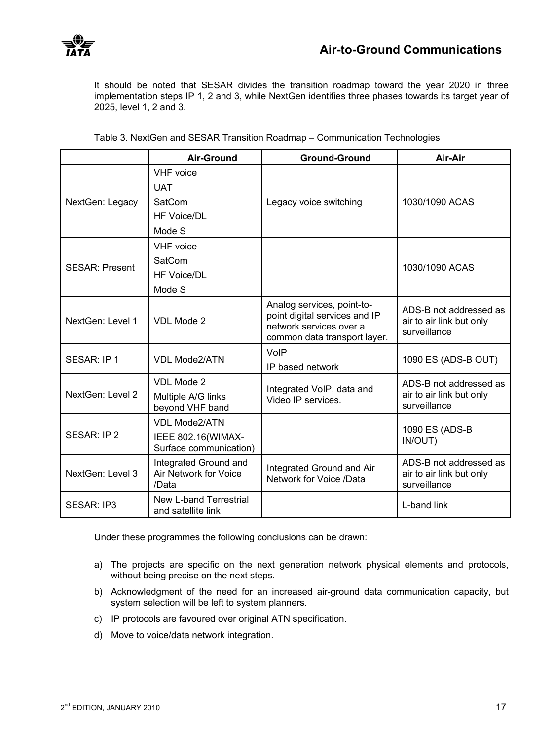It should be noted that SESAR divides the transition roadmap toward the year 2020 in three implementation steps IP 1, 2 and 3, while NextGen identifies three phases towards its target year of 2025, level 1, 2 and 3.

Table 3. NextGen and SESAR Transition Roadmap – Communication Technologies

| | Air-Ground | Ground-Ground | Air-Air |
|---|---|---|---|
| NextGen: Legacy | VHF voice<br>UAT<br>SatCom<br>HF Voice/DL<br>Mode S | Legacy voice switching | 1030/1090 ACAS |
| SESAR: Present | VHF voice<br>SatCom<br>HF Voice/DL<br>Mode S | | 1030/1090 ACAS |
| NextGen: Level 1 | VDL Mode 2 | Analog services, point-to-point digital services and IP network services over a common data transport layer. | ADS-B not addressed as air to air link but only surveillance |
| SESAR: IP 1 | VDL Mode2/ATN | VoIP<br>IP based network | 1090 ES (ADS-B OUT) |
| NextGen: Level 2 | VDL Mode 2<br>Multiple A/G links beyond VHF band | Integrated VoIP, data and Video IP services. | ADS-B not addressed as air to air link but only surveillance |
| SESAR: IP 2 | VDL Mode2/ATN<br>IEEE 802.16(WIMAX-Surface communication) | | 1090 ES (ADS-B IN/OUT) |
| NextGen: Level 3 | Integrated Ground and Air Network for Voice /Data | Integrated Ground and Air Network for Voice /Data | ADS-B not addressed as air to air link but only surveillance |
| SESAR: IP3 | New L-band Terrestrial and satellite link | | L-band link |

Under these programmes the following conclusions can be drawn:

a) The projects are specific on the next generation network physical elements and protocols, without being precise on the next steps.

b) Acknowledgment of the need for an increased air-ground data communication capacity, but system selection will be left to system planners.

c) IP protocols are favoured over original ATN specification.

d) Move to voice/data network integration.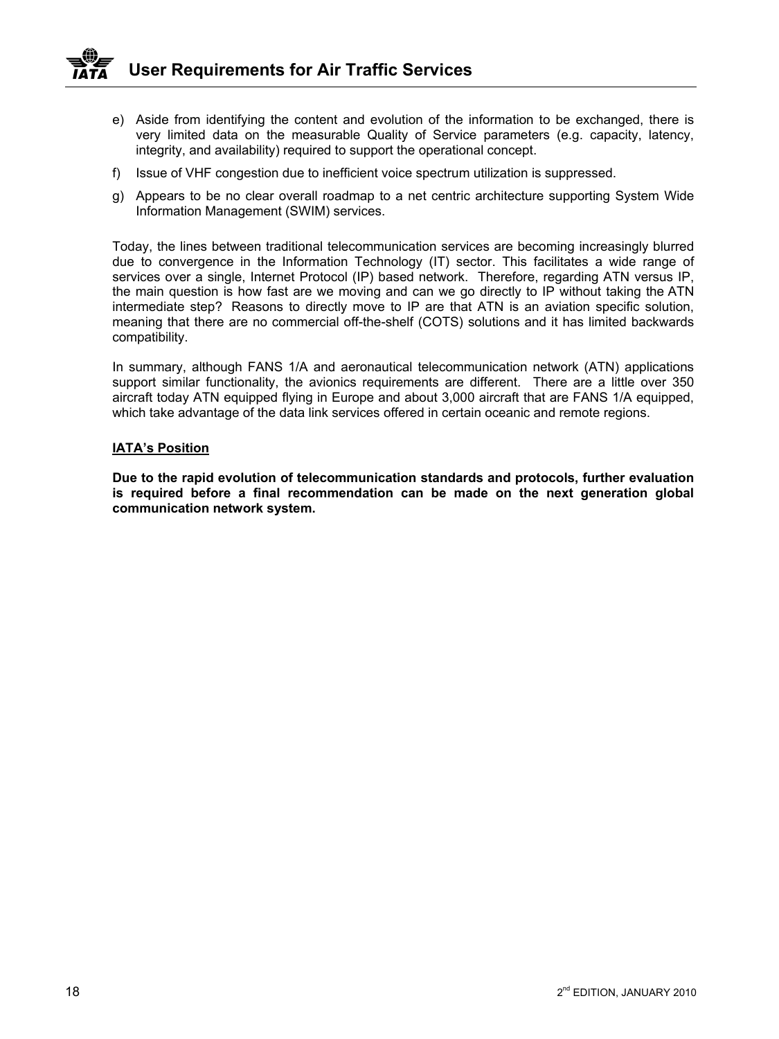e) Aside from identifying the content and evolution of the information to be exchanged, there is very limited data on the measurable Quality of Service parameters (e.g. capacity, latency, integrity, and availability) required to support the operational concept.

f) Issue of VHF congestion due to inefficient voice spectrum utilization is suppressed.

g) Appears to be no clear overall roadmap to a net centric architecture supporting System Wide Information Management (SWIM) services.

Today, the lines between traditional telecommunication services are becoming increasingly blurred due to convergence in the Information Technology (IT) sector. This facilitates a wide range of services over a single, Internet Protocol (IP) based network. Therefore, regarding ATN versus IP, the main question is how fast are we moving and can we go directly to IP without taking the ATN intermediate step? Reasons to directly move to IP are that ATN is an aviation specific solution, meaning that there are no commercial off-the-shelf (COTS) solutions and it has limited backwards compatibility.

In summary, although FANS 1/A and aeronautical telecommunication network (ATN) applications support similar functionality, the avionics requirements are different. There are a little over 350 aircraft today ATN equipped flying in Europe and about 3,000 aircraft that are FANS 1/A equipped, which take advantage of the data link services offered in certain oceanic and remote regions.

**<u>IATA's Position</u>**

**Due to the rapid evolution of telecommunication standards and protocols, further evaluation is required before a final recommendation can be made on the next generation global communication network system.**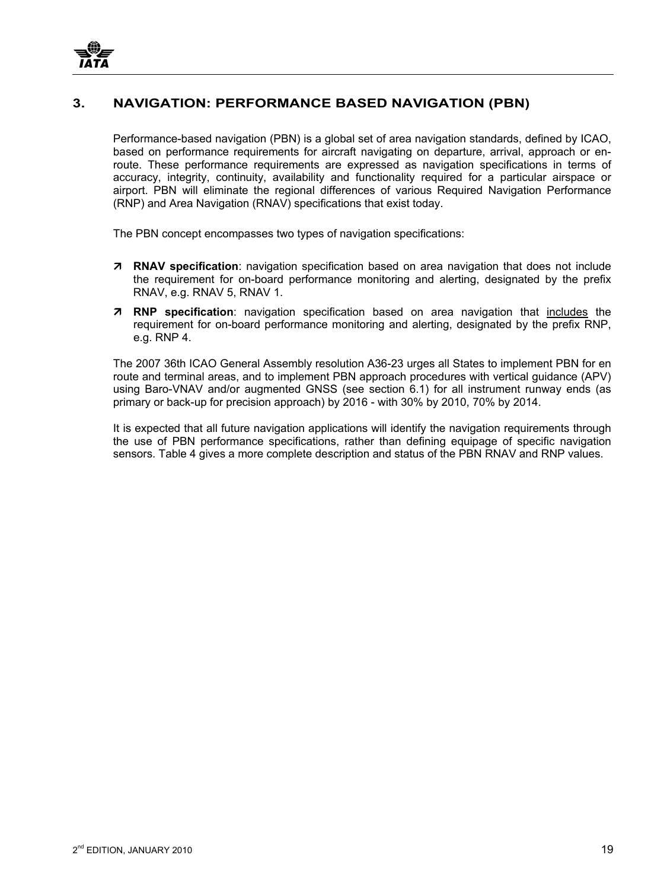## 3. NAVIGATION: PERFORMANCE BASED NAVIGATION (PBN)

Performance-based navigation (PBN) is a global set of area navigation standards, defined by ICAO, based on performance requirements for aircraft navigating on departure, arrival, approach or en-route. These performance requirements are expressed as navigation specifications in terms of accuracy, integrity, continuity, availability and functionality required for a particular airspace or airport. PBN will eliminate the regional differences of various Required Navigation Performance (RNP) and Area Navigation (RNAV) specifications that exist today.

The PBN concept encompasses two types of navigation specifications:

- **RNAV specification**: navigation specification based on area navigation that does not include the requirement for on-board performance monitoring and alerting, designated by the prefix RNAV, e.g. RNAV 5, RNAV 1.
- **RNP specification**: navigation specification based on area navigation that includes the requirement for on-board performance monitoring and alerting, designated by the prefix RNP, e.g. RNP 4.

The 2007 36th ICAO General Assembly resolution A36-23 urges all States to implement PBN for en route and terminal areas, and to implement PBN approach procedures with vertical guidance (APV) using Baro-VNAV and/or augmented GNSS (see section 6.1) for all instrument runway ends (as primary or back-up for precision approach) by 2016 - with 30% by 2010, 70% by 2014.

It is expected that all future navigation applications will identify the navigation requirements through the use of PBN performance specifications, rather than defining equipage of specific navigation sensors. Table 4 gives a more complete description and status of the PBN RNAV and RNP values.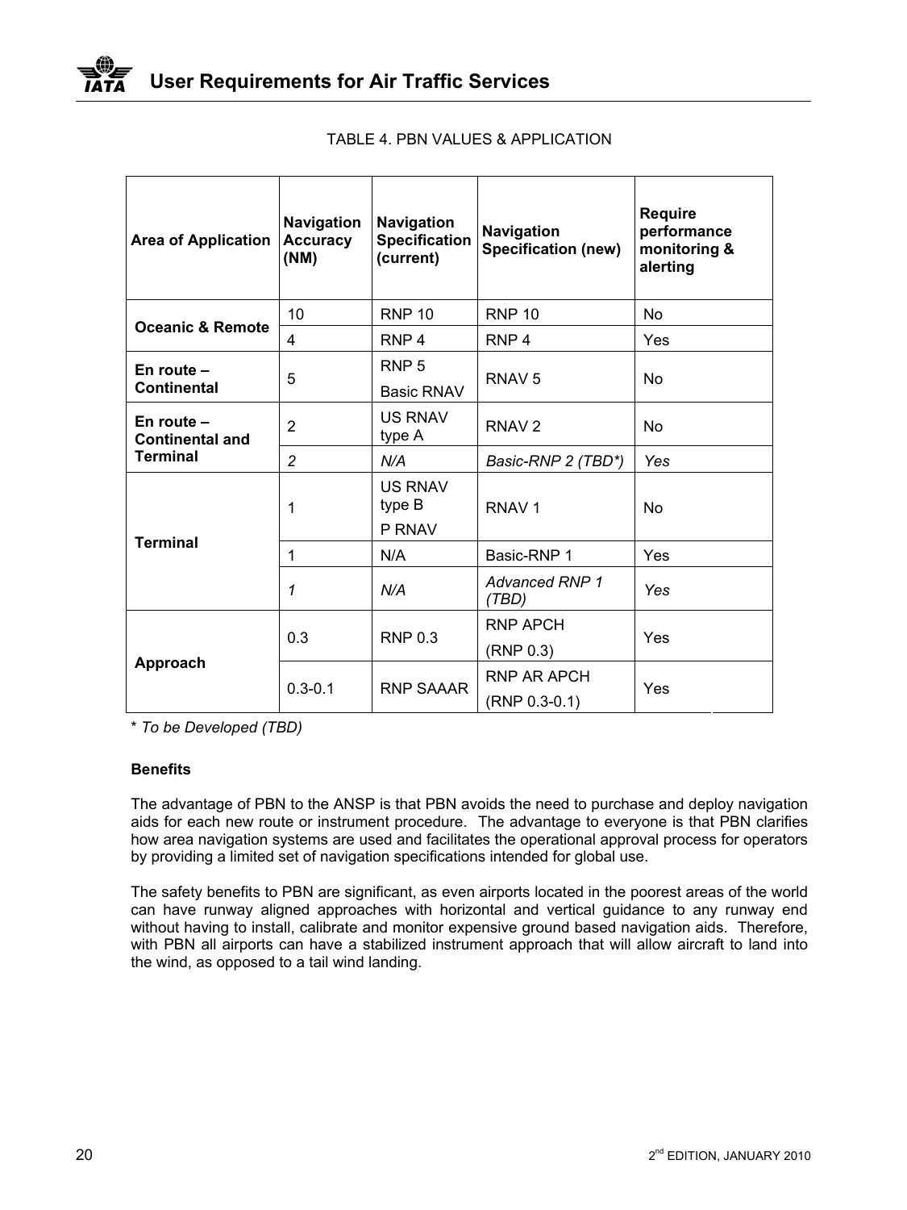TABLE 4. PBN VALUES & APPLICATION

| Area of Application | Navigation Accuracy (NM) | Navigation Specification (current) | Navigation Specification (new) | Require performance monitoring & alerting |
|---|---|---|---|---|
| Oceanic & Remote | 10 | RNP 10 | RNP 10 | No |
| | 4 | RNP 4 | RNP 4 | Yes |
| En route – Continental | 5 | RNP 5<br>Basic RNAV | RNAV 5 | No |
| En route – Continental and Terminal | 2 | US RNAV type A | RNAV 2 | No |
| | *2* | *N/A* | *Basic-RNP 2 (TBD*)* | *Yes* |
| Terminal | 1 | US RNAV type B<br>P RNAV | RNAV 1 | No |
| | 1 | N/A | Basic-RNP 1 | Yes |
| | *1* | *N/A* | *Advanced RNP 1 (TBD)* | *Yes* |
| Approach | 0.3 | RNP 0.3 | RNP APCH<br>(RNP 0.3) | Yes |
| | 0.3-0.1 | RNP SAAAR | RNP AR APCH<br>(RNP 0.3-0.1) | Yes |

* *To be Developed (TBD)*

**Benefits**

The advantage of PBN to the ANSP is that PBN avoids the need to purchase and deploy navigation aids for each new route or instrument procedure. The advantage to everyone is that PBN clarifies how area navigation systems are used and facilitates the operational approval process for operators by providing a limited set of navigation specifications intended for global use.

The safety benefits to PBN are significant, as even airports located in the poorest areas of the world can have runway aligned approaches with horizontal and vertical guidance to any runway end without having to install, calibrate and monitor expensive ground based navigation aids. Therefore, with PBN all airports can have a stabilized instrument approach that will allow aircraft to land into the wind, as opposed to a tail wind landing.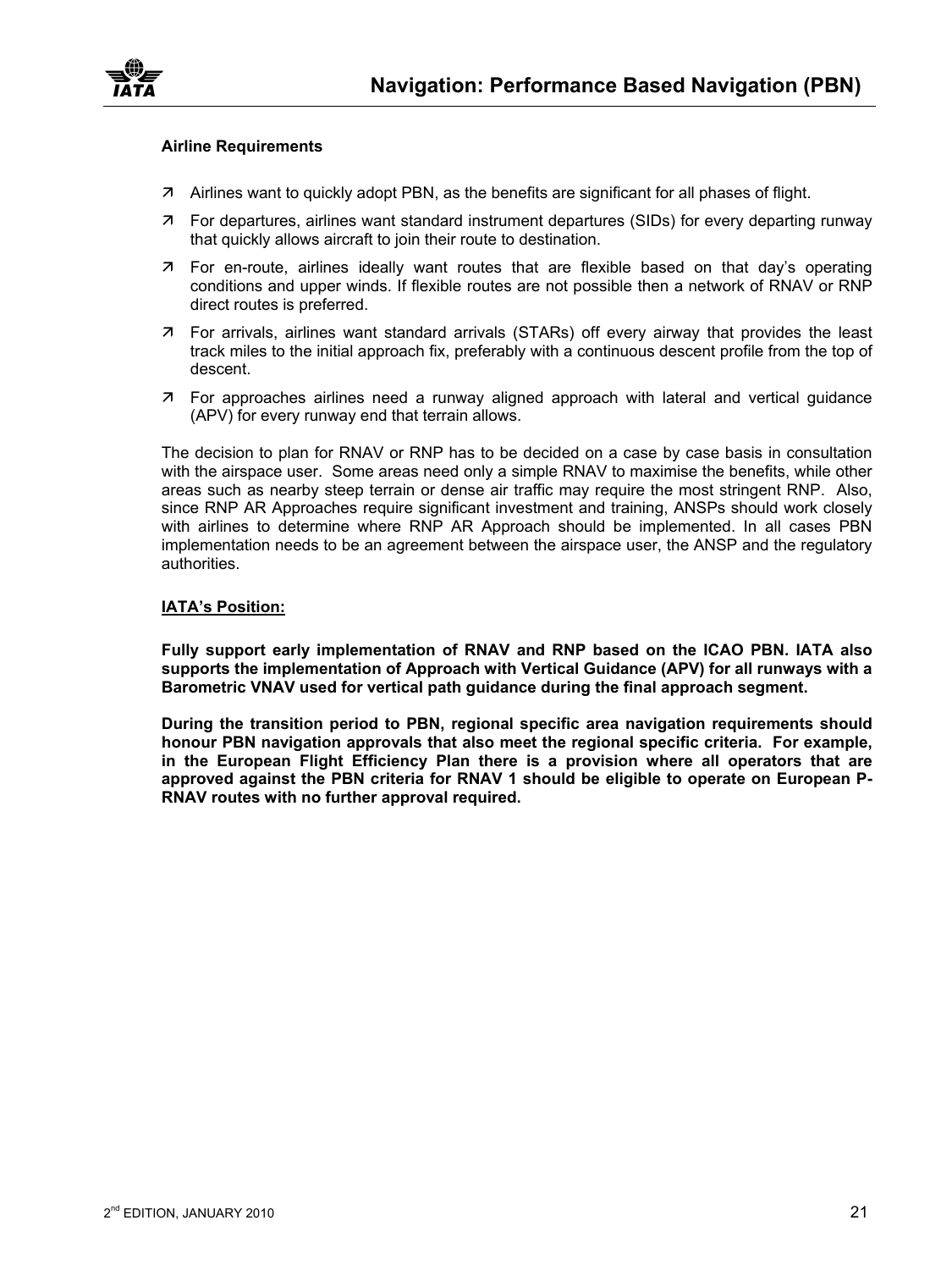**Airline Requirements**

- Airlines want to quickly adopt PBN, as the benefits are significant for all phases of flight.
- For departures, airlines want standard instrument departures (SIDs) for every departing runway that quickly allows aircraft to join their route to destination.
- For en-route, airlines ideally want routes that are flexible based on that day's operating conditions and upper winds. If flexible routes are not possible then a network of RNAV or RNP direct routes is preferred.
- For arrivals, airlines want standard arrivals (STARs) off every airway that provides the least track miles to the initial approach fix, preferably with a continuous descent profile from the top of descent.
- For approaches airlines need a runway aligned approach with lateral and vertical guidance (APV) for every runway end that terrain allows.

The decision to plan for RNAV or RNP has to be decided on a case by case basis in consultation with the airspace user. Some areas need only a simple RNAV to maximise the benefits, while other areas such as nearby steep terrain or dense air traffic may require the most stringent RNP. Also, since RNP AR Approaches require significant investment and training, ANSPs should work closely with airlines to determine where RNP AR Approach should be implemented. In all cases PBN implementation needs to be an agreement between the airspace user, the ANSP and the regulatory authorities.

**IATA's Position:**

**Fully support early implementation of RNAV and RNP based on the ICAO PBN. IATA also supports the implementation of Approach with Vertical Guidance (APV) for all runways with a Barometric VNAV used for vertical path guidance during the final approach segment.**

**During the transition period to PBN, regional specific area navigation requirements should honour PBN navigation approvals that also meet the regional specific criteria. For example, in the European Flight Efficiency Plan there is a provision where all operators that are approved against the PBN criteria for RNAV 1 should be eligible to operate on European P-RNAV routes with no further approval required.**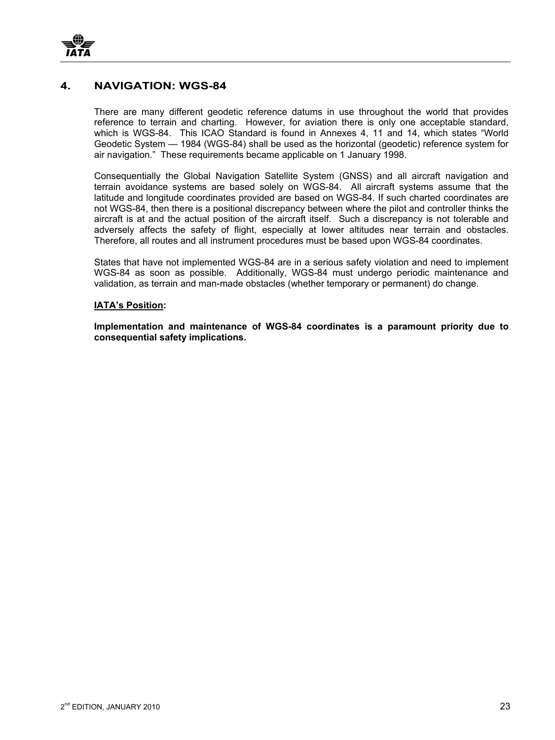## 4. NAVIGATION: WGS-84

There are many different geodetic reference datums in use throughout the world that provides reference to terrain and charting. However, for aviation there is only one acceptable standard, which is WGS-84. This ICAO Standard is found in Annexes 4, 11 and 14, which states "World Geodetic System — 1984 (WGS-84) shall be used as the horizontal (geodetic) reference system for air navigation." These requirements became applicable on 1 January 1998.

Consequentially the Global Navigation Satellite System (GNSS) and all aircraft navigation and terrain avoidance systems are based solely on WGS-84. All aircraft systems assume that the latitude and longitude coordinates provided are based on WGS-84. If such charted coordinates are not WGS-84, then there is a positional discrepancy between where the pilot and controller thinks the aircraft is at and the actual position of the aircraft itself. Such a discrepancy is not tolerable and adversely affects the safety of flight, especially at lower altitudes near terrain and obstacles. Therefore, all routes and all instrument procedures must be based upon WGS-84 coordinates.

States that have not implemented WGS-84 are in a serious safety violation and need to implement WGS-84 as soon as possible. Additionally, WGS-84 must undergo periodic maintenance and validation, as terrain and man-made obstacles (whether temporary or permanent) do change.

**IATA's Position:**

**Implementation and maintenance of WGS-84 coordinates is a paramount priority due to consequential safety implications.**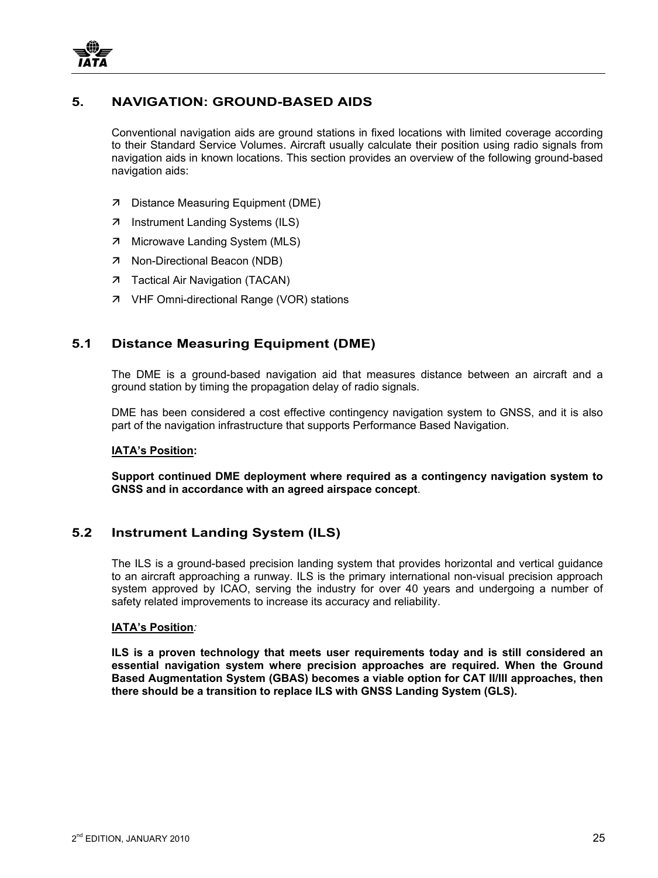## 5. NAVIGATION: GROUND-BASED AIDS

Conventional navigation aids are ground stations in fixed locations with limited coverage according to their Standard Service Volumes. Aircraft usually calculate their position using radio signals from navigation aids in known locations. This section provides an overview of the following ground-based navigation aids:

- Distance Measuring Equipment (DME)
- Instrument Landing Systems (ILS)
- Microwave Landing System (MLS)
- Non-Directional Beacon (NDB)
- Tactical Air Navigation (TACAN)
- VHF Omni-directional Range (VOR) stations

### 5.1 Distance Measuring Equipment (DME)

The DME is a ground-based navigation aid that measures distance between an aircraft and a ground station by timing the propagation delay of radio signals.

DME has been considered a cost effective contingency navigation system to GNSS, and it is also part of the navigation infrastructure that supports Performance Based Navigation.

**IATA's Position:**

**Support continued DME deployment where required as a contingency navigation system to GNSS and in accordance with an agreed airspace concept**.

### 5.2 Instrument Landing System (ILS)

The ILS is a ground-based precision landing system that provides horizontal and vertical guidance to an aircraft approaching a runway. ILS is the primary international non-visual precision approach system approved by ICAO, serving the industry for over 40 years and undergoing a number of safety related improvements to increase its accuracy and reliability.

**IATA's Position***:*

**ILS is a proven technology that meets user requirements today and is still considered an essential navigation system where precision approaches are required. When the Ground Based Augmentation System (GBAS) becomes a viable option for CAT II/III approaches, then there should be a transition to replace ILS with GNSS Landing System (GLS).**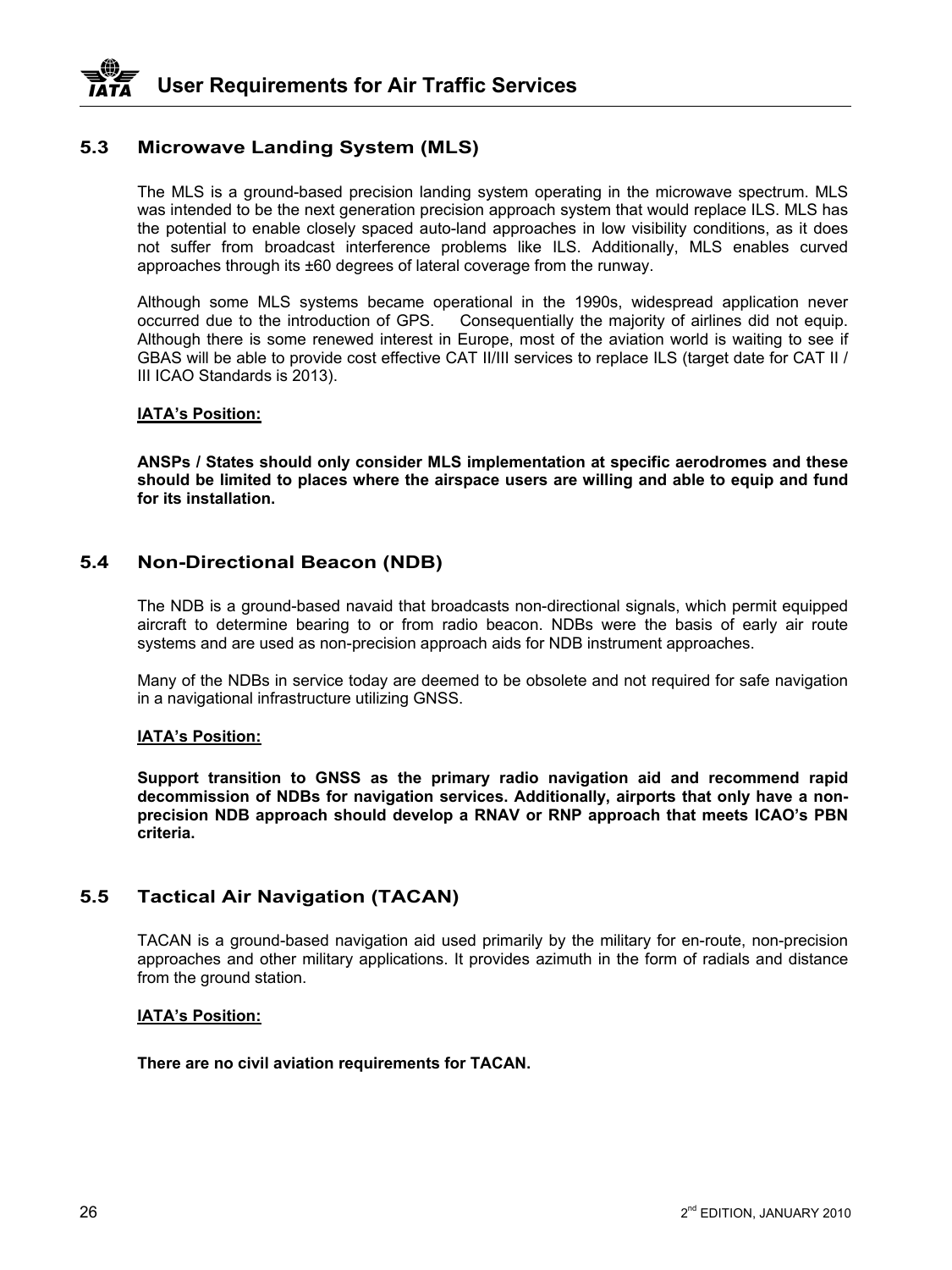## 5.3 Microwave Landing System (MLS)

The MLS is a ground-based precision landing system operating in the microwave spectrum. MLS was intended to be the next generation precision approach system that would replace ILS. MLS has the potential to enable closely spaced auto-land approaches in low visibility conditions, as it does not suffer from broadcast interference problems like ILS. Additionally, MLS enables curved approaches through its ±60 degrees of lateral coverage from the runway.

Although some MLS systems became operational in the 1990s, widespread application never occurred due to the introduction of GPS. Consequentially the majority of airlines did not equip. Although there is some renewed interest in Europe, most of the aviation world is waiting to see if GBAS will be able to provide cost effective CAT II/III services to replace ILS (target date for CAT II / III ICAO Standards is 2013).

**IATA's Position:**

**ANSPs / States should only consider MLS implementation at specific aerodromes and these should be limited to places where the airspace users are willing and able to equip and fund for its installation.**

## 5.4 Non-Directional Beacon (NDB)

The NDB is a ground-based navaid that broadcasts non-directional signals, which permit equipped aircraft to determine bearing to or from radio beacon. NDBs were the basis of early air route systems and are used as non-precision approach aids for NDB instrument approaches.

Many of the NDBs in service today are deemed to be obsolete and not required for safe navigation in a navigational infrastructure utilizing GNSS.

**IATA's Position:**

**Support transition to GNSS as the primary radio navigation aid and recommend rapid decommission of NDBs for navigation services. Additionally, airports that only have a non-precision NDB approach should develop a RNAV or RNP approach that meets ICAO's PBN criteria.**

## 5.5 Tactical Air Navigation (TACAN)

TACAN is a ground-based navigation aid used primarily by the military for en-route, non-precision approaches and other military applications. It provides azimuth in the form of radials and distance from the ground station.

**IATA's Position:**

**There are no civil aviation requirements for TACAN.**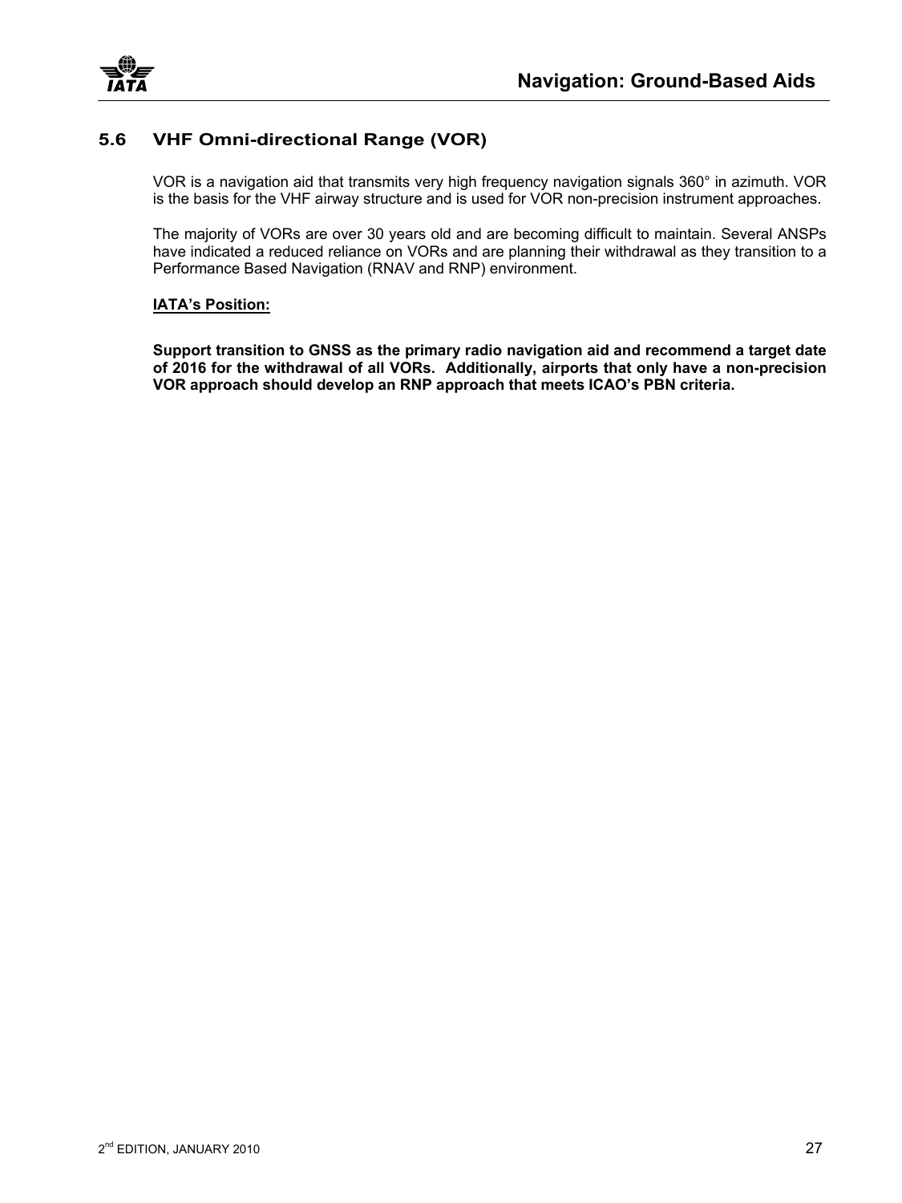## 5.6 VHF Omni-directional Range (VOR)

VOR is a navigation aid that transmits very high frequency navigation signals 360° in azimuth. VOR is the basis for the VHF airway structure and is used for VOR non-precision instrument approaches.

The majority of VORs are over 30 years old and are becoming difficult to maintain. Several ANSPs have indicated a reduced reliance on VORs and are planning their withdrawal as they transition to a Performance Based Navigation (RNAV and RNP) environment.

**IATA's Position:**

**Support transition to GNSS as the primary radio navigation aid and recommend a target date of 2016 for the withdrawal of all VORs. Additionally, airports that only have a non-precision VOR approach should develop an RNP approach that meets ICAO's PBN criteria.**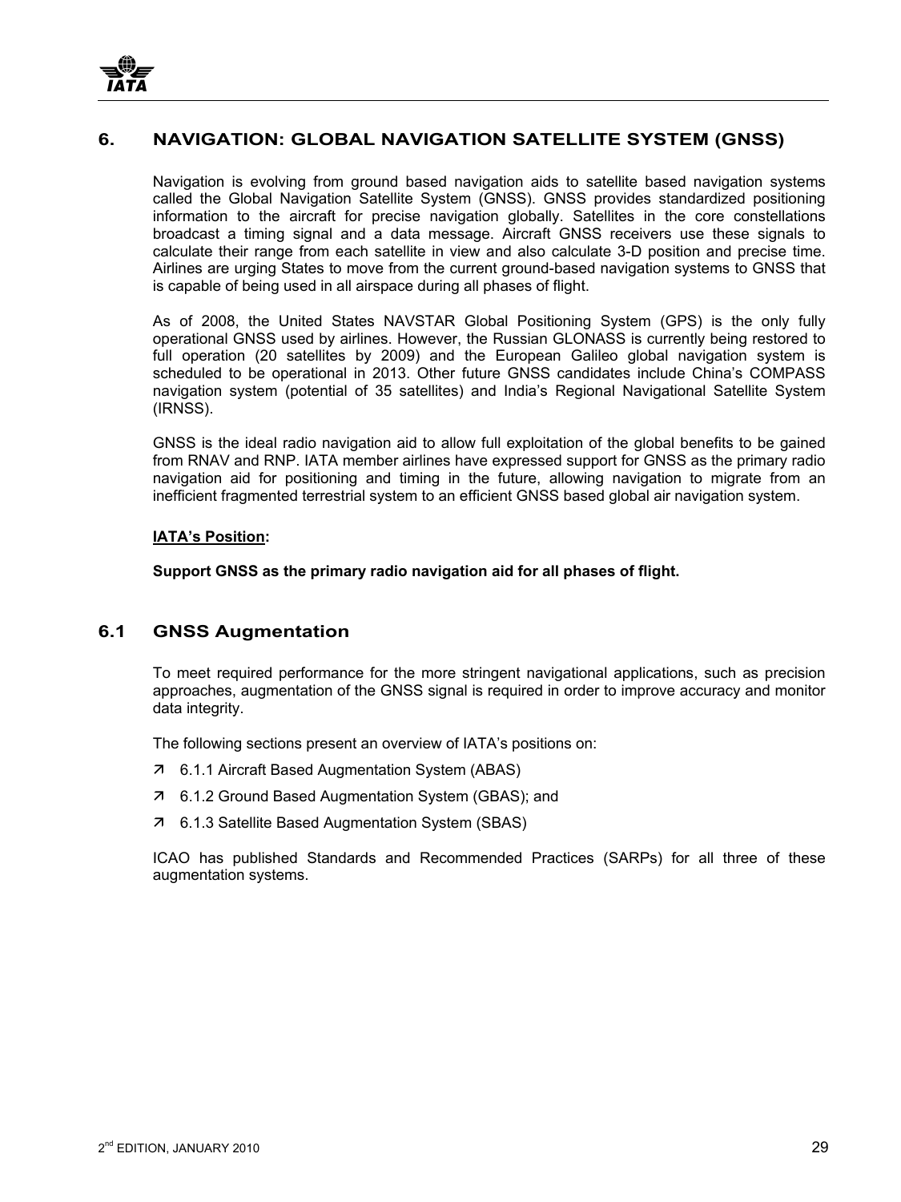## 6. NAVIGATION: GLOBAL NAVIGATION SATELLITE SYSTEM (GNSS)

Navigation is evolving from ground based navigation aids to satellite based navigation systems called the Global Navigation Satellite System (GNSS). GNSS provides standardized positioning information to the aircraft for precise navigation globally. Satellites in the core constellations broadcast a timing signal and a data message. Aircraft GNSS receivers use these signals to calculate their range from each satellite in view and also calculate 3-D position and precise time. Airlines are urging States to move from the current ground-based navigation systems to GNSS that is capable of being used in all airspace during all phases of flight.

As of 2008, the United States NAVSTAR Global Positioning System (GPS) is the only fully operational GNSS used by airlines. However, the Russian GLONASS is currently being restored to full operation (20 satellites by 2009) and the European Galileo global navigation system is scheduled to be operational in 2013. Other future GNSS candidates include China's COMPASS navigation system (potential of 35 satellites) and India's Regional Navigational Satellite System (IRNSS).

GNSS is the ideal radio navigation aid to allow full exploitation of the global benefits to be gained from RNAV and RNP. IATA member airlines have expressed support for GNSS as the primary radio navigation aid for positioning and timing in the future, allowing navigation to migrate from an inefficient fragmented terrestrial system to an efficient GNSS based global air navigation system.

**IATA's Position:**

**Support GNSS as the primary radio navigation aid for all phases of flight.**

### 6.1 GNSS Augmentation

To meet required performance for the more stringent navigational applications, such as precision approaches, augmentation of the GNSS signal is required in order to improve accuracy and monitor data integrity.

The following sections present an overview of IATA's positions on:

- 6.1.1 Aircraft Based Augmentation System (ABAS)
- 6.1.2 Ground Based Augmentation System (GBAS); and
- 6.1.3 Satellite Based Augmentation System (SBAS)

ICAO has published Standards and Recommended Practices (SARPs) for all three of these augmentation systems.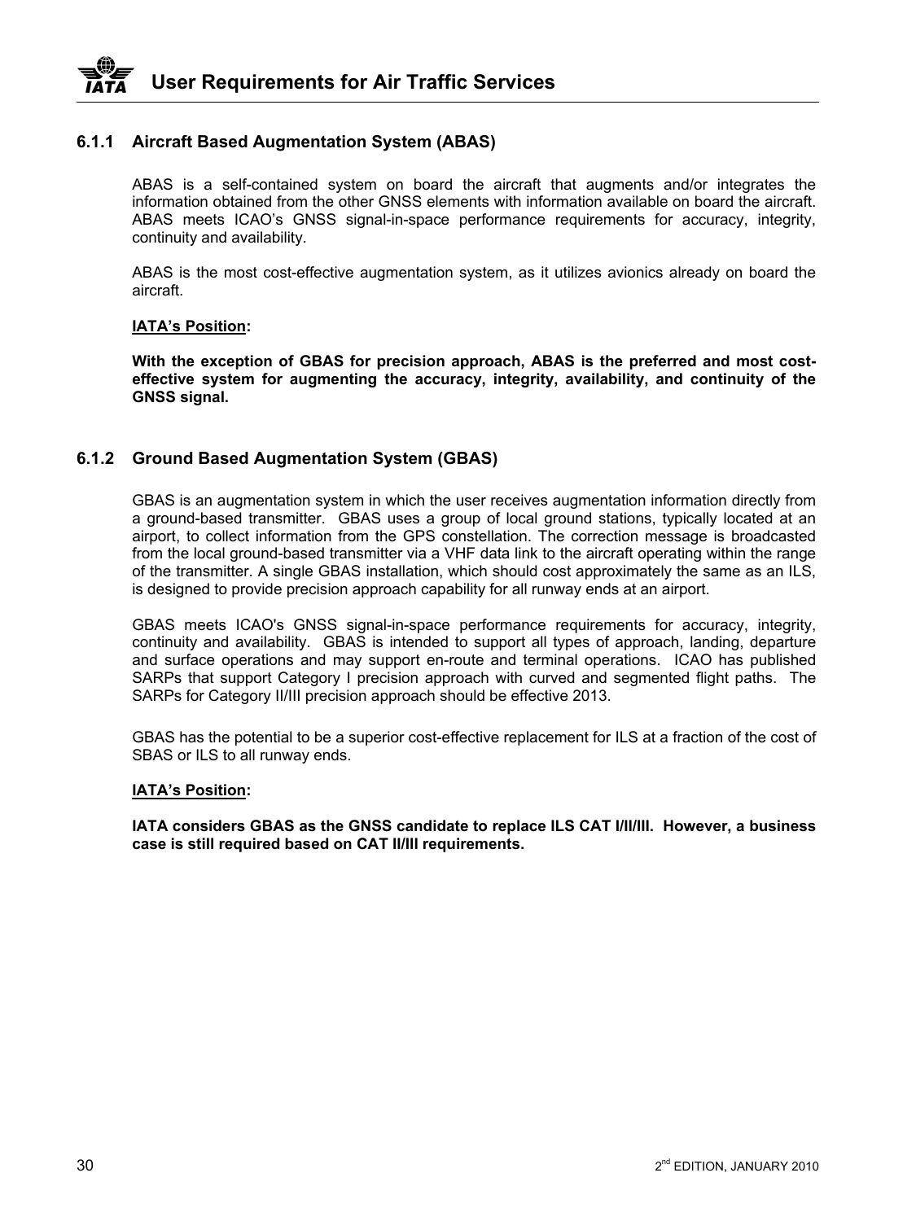### 6.1.1 Aircraft Based Augmentation System (ABAS)

ABAS is a self-contained system on board the aircraft that augments and/or integrates the information obtained from the other GNSS elements with information available on board the aircraft. ABAS meets ICAO's GNSS signal-in-space performance requirements for accuracy, integrity, continuity and availability.

ABAS is the most cost-effective augmentation system, as it utilizes avionics already on board the aircraft.

**IATA's Position:**

**With the exception of GBAS for precision approach, ABAS is the preferred and most cost-effective system for augmenting the accuracy, integrity, availability, and continuity of the GNSS signal.**

### 6.1.2 Ground Based Augmentation System (GBAS)

GBAS is an augmentation system in which the user receives augmentation information directly from a ground-based transmitter. GBAS uses a group of local ground stations, typically located at an airport, to collect information from the GPS constellation. The correction message is broadcasted from the local ground-based transmitter via a VHF data link to the aircraft operating within the range of the transmitter. A single GBAS installation, which should cost approximately the same as an ILS, is designed to provide precision approach capability for all runway ends at an airport.

GBAS meets ICAO's GNSS signal-in-space performance requirements for accuracy, integrity, continuity and availability. GBAS is intended to support all types of approach, landing, departure and surface operations and may support en-route and terminal operations. ICAO has published SARPs that support Category I precision approach with curved and segmented flight paths. The SARPs for Category II/III precision approach should be effective 2013.

GBAS has the potential to be a superior cost-effective replacement for ILS at a fraction of the cost of SBAS or ILS to all runway ends.

**IATA's Position:**

**IATA considers GBAS as the GNSS candidate to replace ILS CAT I/II/III. However, a business case is still required based on CAT II/III requirements.**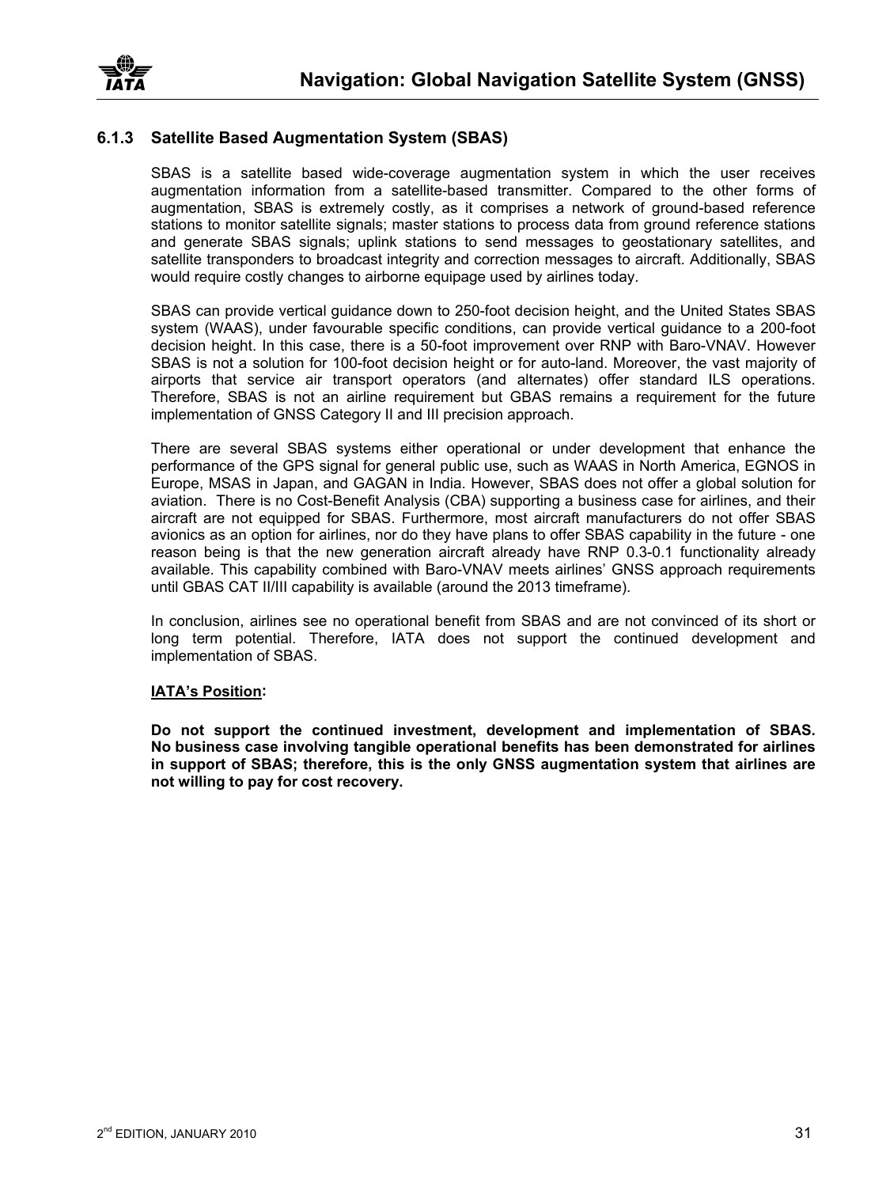### 6.1.3 Satellite Based Augmentation System (SBAS)

SBAS is a satellite based wide-coverage augmentation system in which the user receives augmentation information from a satellite-based transmitter. Compared to the other forms of augmentation, SBAS is extremely costly, as it comprises a network of ground-based reference stations to monitor satellite signals; master stations to process data from ground reference stations and generate SBAS signals; uplink stations to send messages to geostationary satellites, and satellite transponders to broadcast integrity and correction messages to aircraft. Additionally, SBAS would require costly changes to airborne equipage used by airlines today.

SBAS can provide vertical guidance down to 250-foot decision height, and the United States SBAS system (WAAS), under favourable specific conditions, can provide vertical guidance to a 200-foot decision height. In this case, there is a 50-foot improvement over RNP with Baro-VNAV. However SBAS is not a solution for 100-foot decision height or for auto-land. Moreover, the vast majority of airports that service air transport operators (and alternates) offer standard ILS operations. Therefore, SBAS is not an airline requirement but GBAS remains a requirement for the future implementation of GNSS Category II and III precision approach.

There are several SBAS systems either operational or under development that enhance the performance of the GPS signal for general public use, such as WAAS in North America, EGNOS in Europe, MSAS in Japan, and GAGAN in India. However, SBAS does not offer a global solution for aviation. There is no Cost-Benefit Analysis (CBA) supporting a business case for airlines, and their aircraft are not equipped for SBAS. Furthermore, most aircraft manufacturers do not offer SBAS avionics as an option for airlines, nor do they have plans to offer SBAS capability in the future - one reason being is that the new generation aircraft already have RNP 0.3-0.1 functionality already available. This capability combined with Baro-VNAV meets airlines' GNSS approach requirements until GBAS CAT II/III capability is available (around the 2013 timeframe).

In conclusion, airlines see no operational benefit from SBAS and are not convinced of its short or long term potential. Therefore, IATA does not support the continued development and implementation of SBAS.

**IATA's Position:**

**Do not support the continued investment, development and implementation of SBAS. No business case involving tangible operational benefits has been demonstrated for airlines in support of SBAS; therefore, this is the only GNSS augmentation system that airlines are not willing to pay for cost recovery.**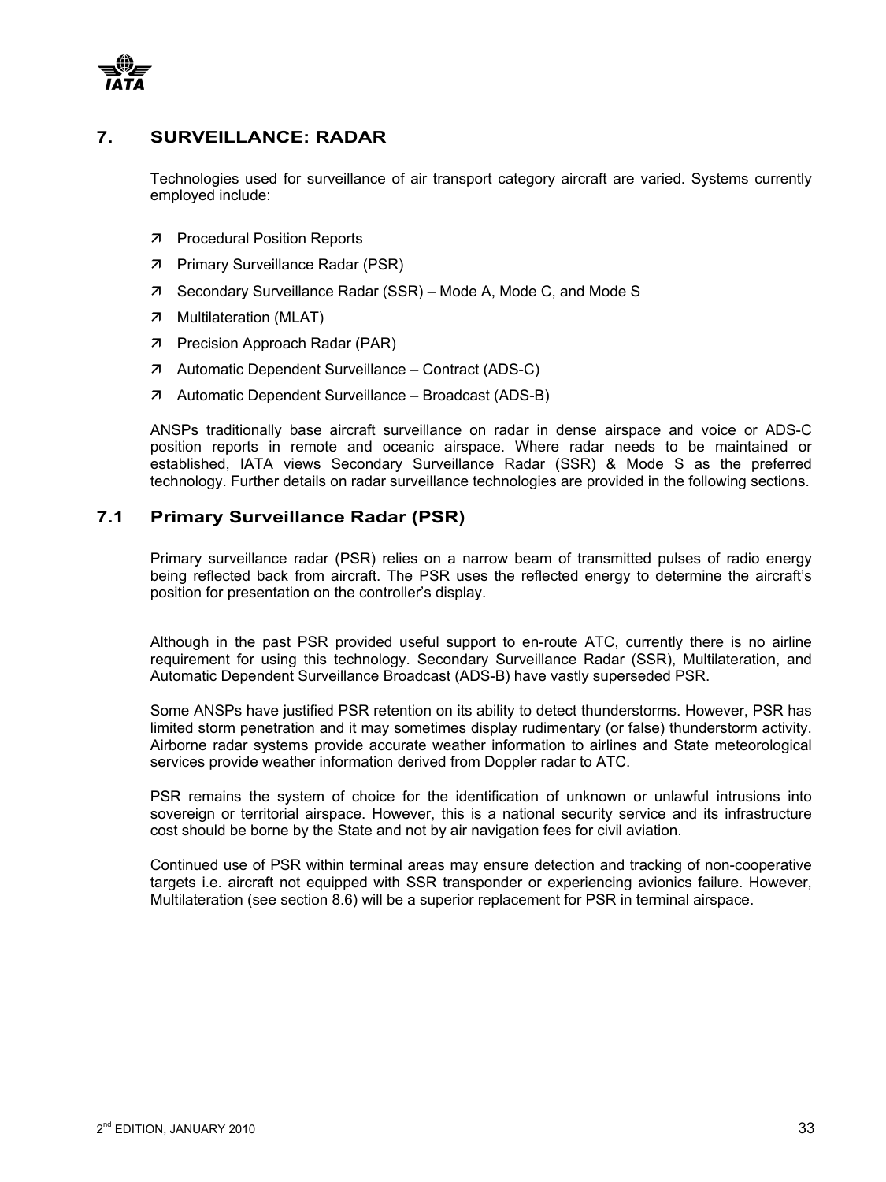## 7. SURVEILLANCE: RADAR

Technologies used for surveillance of air transport category aircraft are varied. Systems currently employed include:

- Procedural Position Reports
- Primary Surveillance Radar (PSR)
- Secondary Surveillance Radar (SSR) – Mode A, Mode C, and Mode S
- Multilateration (MLAT)
- Precision Approach Radar (PAR)
- Automatic Dependent Surveillance – Contract (ADS-C)
- Automatic Dependent Surveillance – Broadcast (ADS-B)

ANSPs traditionally base aircraft surveillance on radar in dense airspace and voice or ADS-C position reports in remote and oceanic airspace. Where radar needs to be maintained or established, IATA views Secondary Surveillance Radar (SSR) & Mode S as the preferred technology. Further details on radar surveillance technologies are provided in the following sections.

### 7.1 Primary Surveillance Radar (PSR)

Primary surveillance radar (PSR) relies on a narrow beam of transmitted pulses of radio energy being reflected back from aircraft. The PSR uses the reflected energy to determine the aircraft's position for presentation on the controller's display.

Although in the past PSR provided useful support to en-route ATC, currently there is no airline requirement for using this technology. Secondary Surveillance Radar (SSR), Multilateration, and Automatic Dependent Surveillance Broadcast (ADS-B) have vastly superseded PSR.

Some ANSPs have justified PSR retention on its ability to detect thunderstorms. However, PSR has limited storm penetration and it may sometimes display rudimentary (or false) thunderstorm activity. Airborne radar systems provide accurate weather information to airlines and State meteorological services provide weather information derived from Doppler radar to ATC.

PSR remains the system of choice for the identification of unknown or unlawful intrusions into sovereign or territorial airspace. However, this is a national security service and its infrastructure cost should be borne by the State and not by air navigation fees for civil aviation.

Continued use of PSR within terminal areas may ensure detection and tracking of non-cooperative targets i.e. aircraft not equipped with SSR transponder or experiencing avionics failure. However, Multilateration (see section 8.6) will be a superior replacement for PSR in terminal airspace.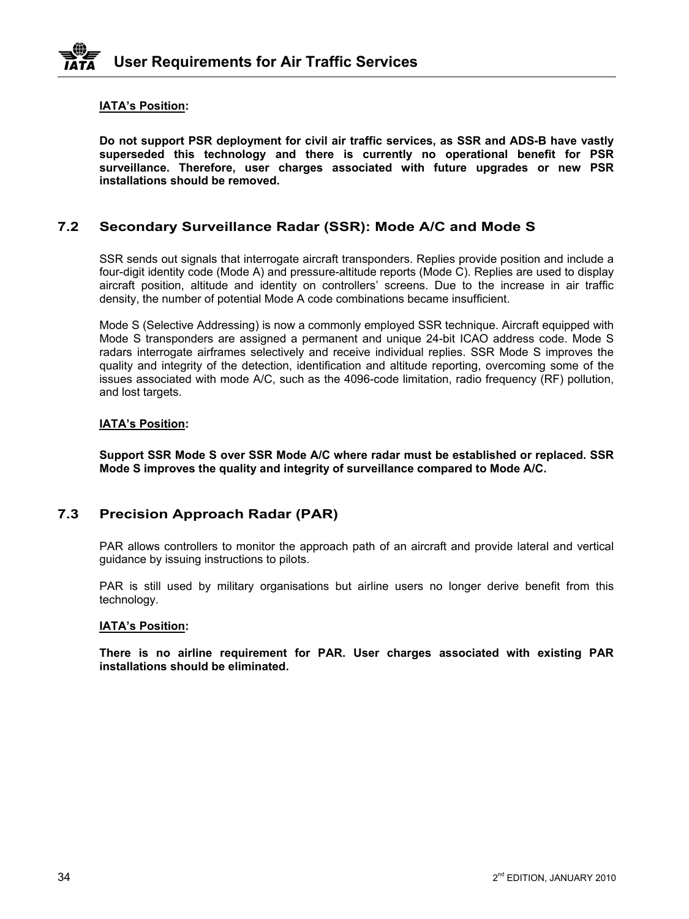**<u>IATA's Position</u>:**

**Do not support PSR deployment for civil air traffic services, as SSR and ADS-B have vastly superseded this technology and there is currently no operational benefit for PSR surveillance. Therefore, user charges associated with future upgrades or new PSR installations should be removed.**

## 7.2 Secondary Surveillance Radar (SSR): Mode A/C and Mode S

SSR sends out signals that interrogate aircraft transponders. Replies provide position and include a four-digit identity code (Mode A) and pressure-altitude reports (Mode C). Replies are used to display aircraft position, altitude and identity on controllers' screens. Due to the increase in air traffic density, the number of potential Mode A code combinations became insufficient.

Mode S (Selective Addressing) is now a commonly employed SSR technique. Aircraft equipped with Mode S transponders are assigned a permanent and unique 24-bit ICAO address code. Mode S radars interrogate airframes selectively and receive individual replies. SSR Mode S improves the quality and integrity of the detection, identification and altitude reporting, overcoming some of the issues associated with mode A/C, such as the 4096-code limitation, radio frequency (RF) pollution, and lost targets.

**<u>IATA's Position</u>:**

**Support SSR Mode S over SSR Mode A/C where radar must be established or replaced. SSR Mode S improves the quality and integrity of surveillance compared to Mode A/C.**

## 7.3 Precision Approach Radar (PAR)

PAR allows controllers to monitor the approach path of an aircraft and provide lateral and vertical guidance by issuing instructions to pilots.

PAR is still used by military organisations but airline users no longer derive benefit from this technology.

**<u>IATA's Position</u>:**

**There is no airline requirement for PAR. User charges associated with existing PAR installations should be eliminated.**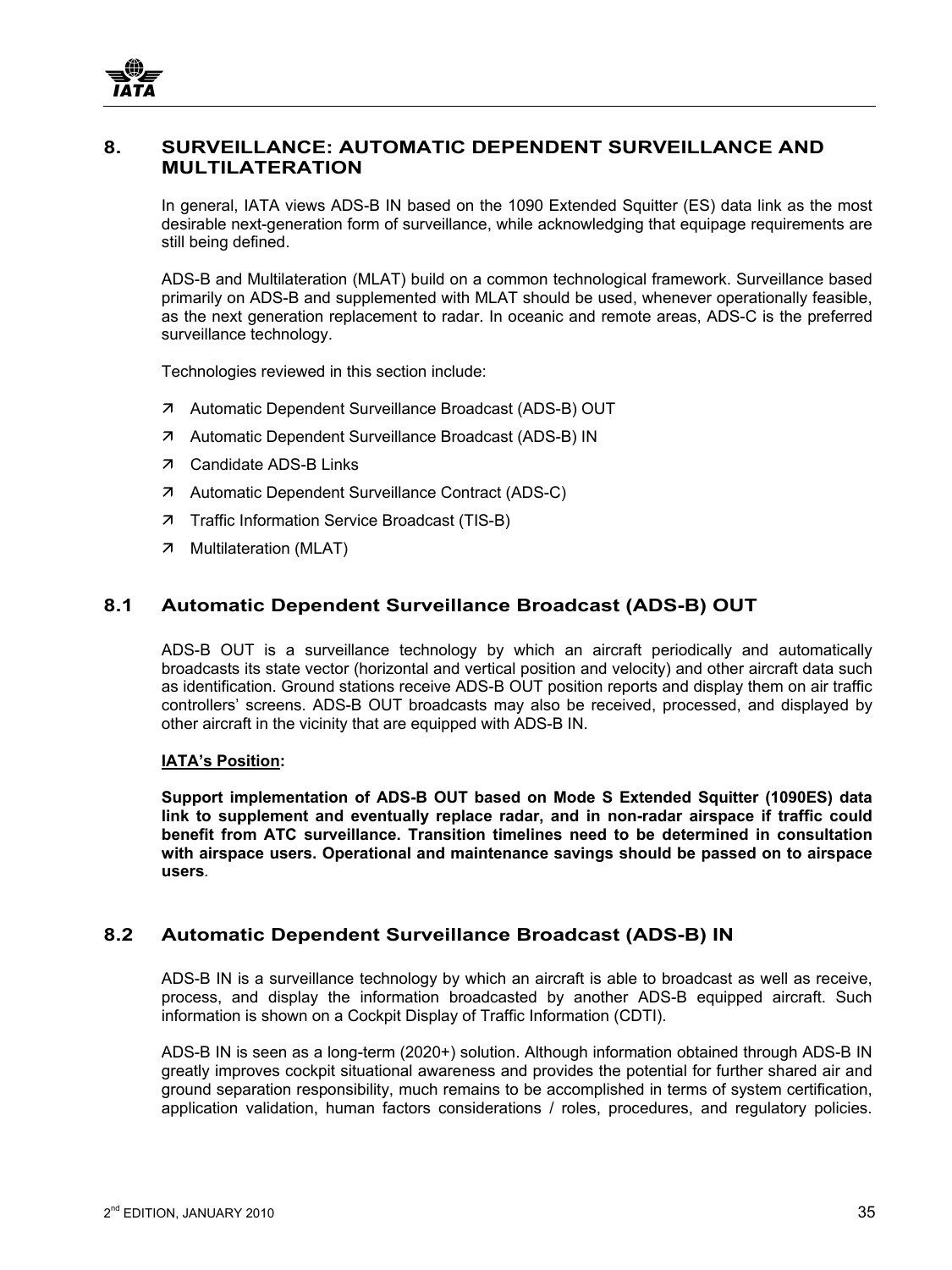## 8. SURVEILLANCE: AUTOMATIC DEPENDENT SURVEILLANCE AND MULTILATERATION

In general, IATA views ADS-B IN based on the 1090 Extended Squitter (ES) data link as the most desirable next-generation form of surveillance, while acknowledging that equipage requirements are still being defined.

ADS-B and Multilateration (MLAT) build on a common technological framework. Surveillance based primarily on ADS-B and supplemented with MLAT should be used, whenever operationally feasible, as the next generation replacement to radar. In oceanic and remote areas, ADS-C is the preferred surveillance technology.

Technologies reviewed in this section include:

- Automatic Dependent Surveillance Broadcast (ADS-B) OUT
- Automatic Dependent Surveillance Broadcast (ADS-B) IN
- Candidate ADS-B Links
- Automatic Dependent Surveillance Contract (ADS-C)
- Traffic Information Service Broadcast (TIS-B)
- Multilateration (MLAT)

### 8.1 Automatic Dependent Surveillance Broadcast (ADS-B) OUT

ADS-B OUT is a surveillance technology by which an aircraft periodically and automatically broadcasts its state vector (horizontal and vertical position and velocity) and other aircraft data such as identification. Ground stations receive ADS-B OUT position reports and display them on air traffic controllers' screens. ADS-B OUT broadcasts may also be received, processed, and displayed by other aircraft in the vicinity that are equipped with ADS-B IN.

**IATA's Position:**

**Support implementation of ADS-B OUT based on Mode S Extended Squitter (1090ES) data link to supplement and eventually replace radar, and in non-radar airspace if traffic could benefit from ATC surveillance. Transition timelines need to be determined in consultation with airspace users. Operational and maintenance savings should be passed on to airspace users**.

### 8.2 Automatic Dependent Surveillance Broadcast (ADS-B) IN

ADS-B IN is a surveillance technology by which an aircraft is able to broadcast as well as receive, process, and display the information broadcasted by another ADS-B equipped aircraft. Such information is shown on a Cockpit Display of Traffic Information (CDTI).

ADS-B IN is seen as a long-term (2020+) solution. Although information obtained through ADS-B IN greatly improves cockpit situational awareness and provides the potential for further shared air and ground separation responsibility, much remains to be accomplished in terms of system certification, application validation, human factors considerations / roles, procedures, and regulatory policies.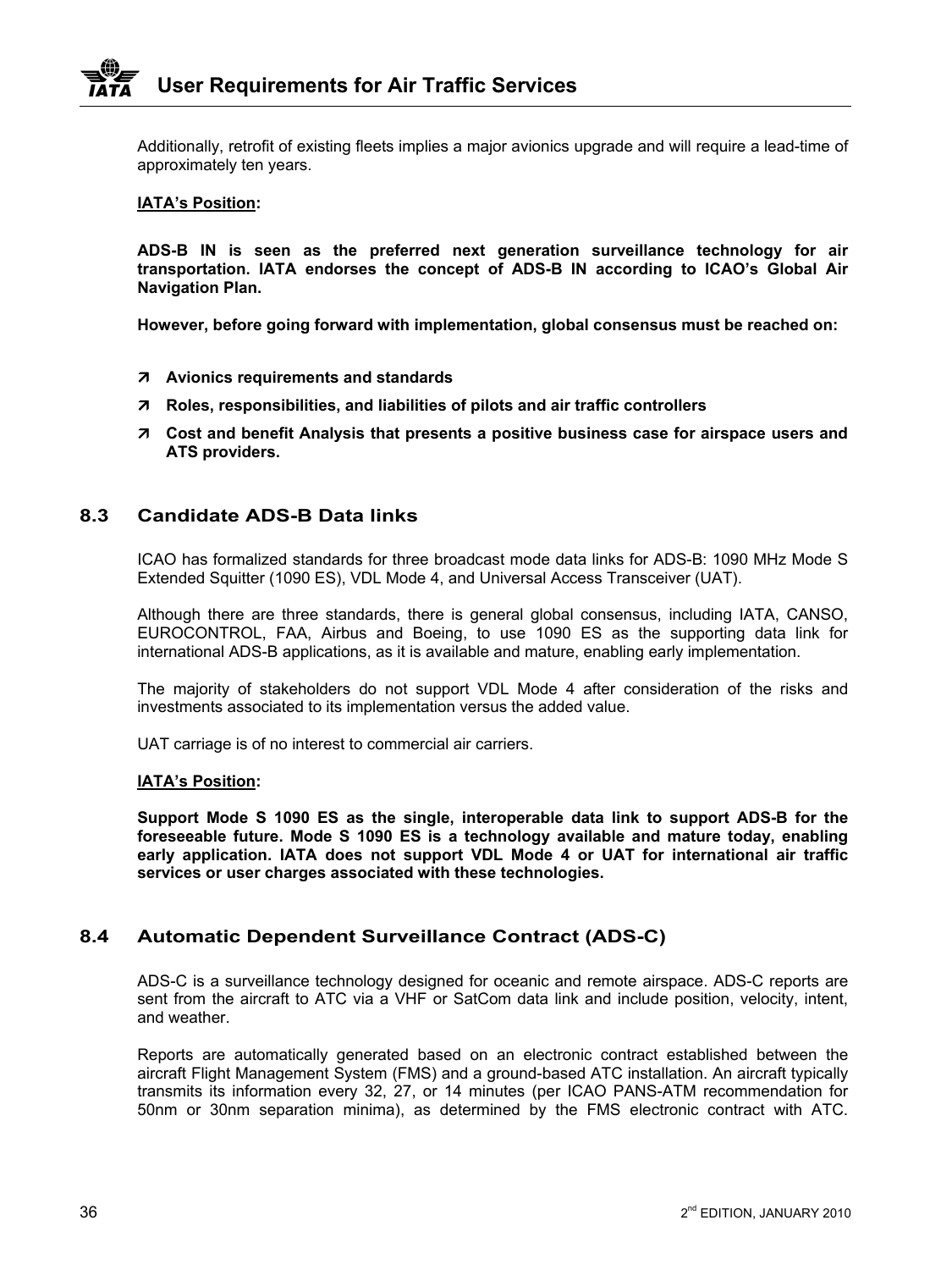Additionally, retrofit of existing fleets implies a major avionics upgrade and will require a lead-time of approximately ten years.

**IATA's Position:**

**ADS-B IN is seen as the preferred next generation surveillance technology for air transportation. IATA endorses the concept of ADS-B IN according to ICAO's Global Air Navigation Plan.**

**However, before going forward with implementation, global consensus must be reached on:**

- **Avionics requirements and standards**
- **Roles, responsibilities, and liabilities of pilots and air traffic controllers**
- **Cost and benefit Analysis that presents a positive business case for airspace users and ATS providers.**

## 8.3 Candidate ADS-B Data links

ICAO has formalized standards for three broadcast mode data links for ADS-B: 1090 MHz Mode S Extended Squitter (1090 ES), VDL Mode 4, and Universal Access Transceiver (UAT).

Although there are three standards, there is general global consensus, including IATA, CANSO, EUROCONTROL, FAA, Airbus and Boeing, to use 1090 ES as the supporting data link for international ADS-B applications, as it is available and mature, enabling early implementation.

The majority of stakeholders do not support VDL Mode 4 after consideration of the risks and investments associated to its implementation versus the added value.

UAT carriage is of no interest to commercial air carriers.

**IATA's Position:**

**Support Mode S 1090 ES as the single, interoperable data link to support ADS-B for the foreseeable future. Mode S 1090 ES is a technology available and mature today, enabling early application. IATA does not support VDL Mode 4 or UAT for international air traffic services or user charges associated with these technologies.**

## 8.4 Automatic Dependent Surveillance Contract (ADS-C)

ADS-C is a surveillance technology designed for oceanic and remote airspace. ADS-C reports are sent from the aircraft to ATC via a VHF or SatCom data link and include position, velocity, intent, and weather.

Reports are automatically generated based on an electronic contract established between the aircraft Flight Management System (FMS) and a ground-based ATC installation. An aircraft typically transmits its information every 32, 27, or 14 minutes (per ICAO PANS-ATM recommendation for 50nm or 30nm separation minima), as determined by the FMS electronic contract with ATC.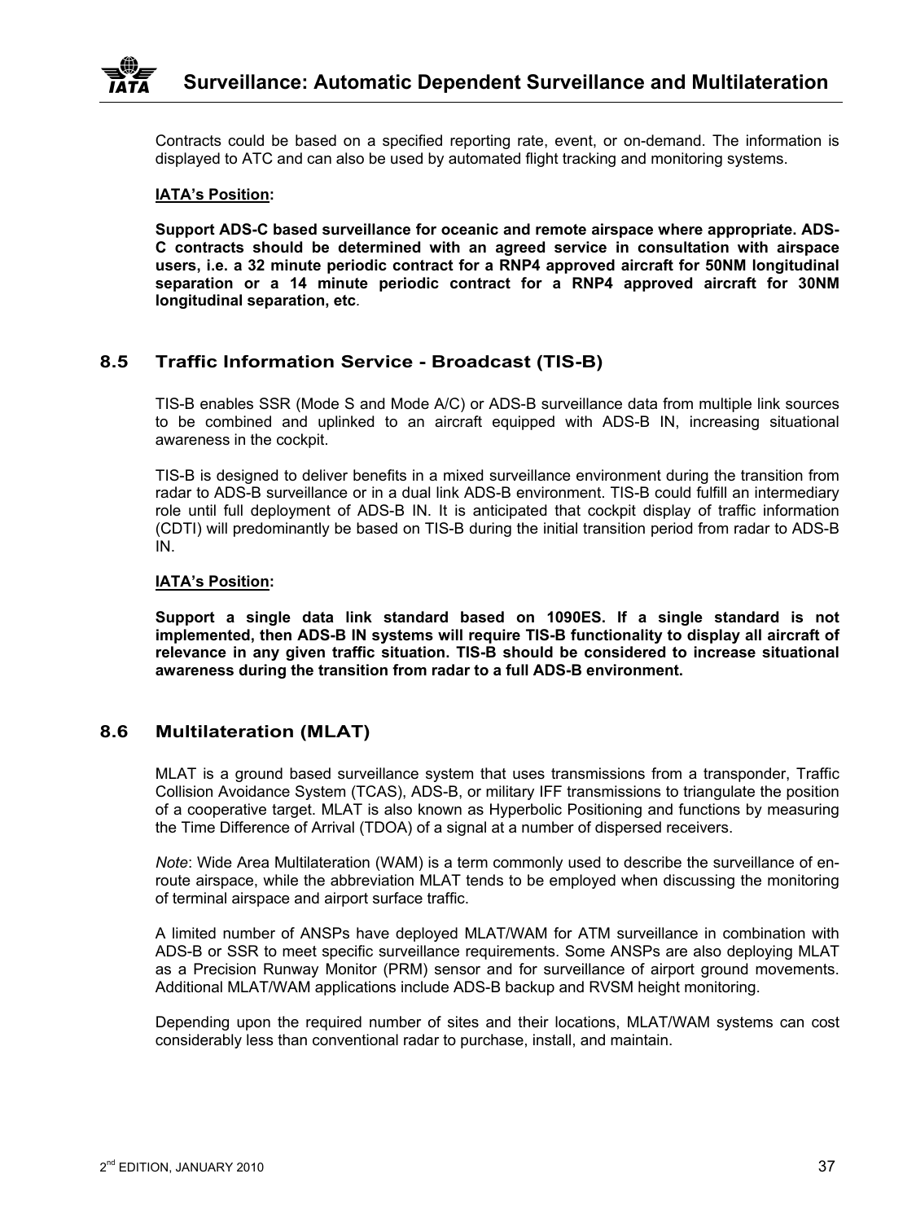Contracts could be based on a specified reporting rate, event, or on-demand. The information is displayed to ATC and can also be used by automated flight tracking and monitoring systems.

**IATA's Position:**

**Support ADS-C based surveillance for oceanic and remote airspace where appropriate. ADS-C contracts should be determined with an agreed service in consultation with airspace users, i.e. a 32 minute periodic contract for a RNP4 approved aircraft for 50NM longitudinal separation or a 14 minute periodic contract for a RNP4 approved aircraft for 30NM longitudinal separation, etc**.

## 8.5 Traffic Information Service - Broadcast (TIS-B)

TIS-B enables SSR (Mode S and Mode A/C) or ADS-B surveillance data from multiple link sources to be combined and uplinked to an aircraft equipped with ADS-B IN, increasing situational awareness in the cockpit.

TIS-B is designed to deliver benefits in a mixed surveillance environment during the transition from radar to ADS-B surveillance or in a dual link ADS-B environment. TIS-B could fulfill an intermediary role until full deployment of ADS-B IN. It is anticipated that cockpit display of traffic information (CDTI) will predominantly be based on TIS-B during the initial transition period from radar to ADS-B IN.

**IATA's Position:**

**Support a single data link standard based on 1090ES. If a single standard is not implemented, then ADS-B IN systems will require TIS-B functionality to display all aircraft of relevance in any given traffic situation. TIS-B should be considered to increase situational awareness during the transition from radar to a full ADS-B environment.**

## 8.6 Multilateration (MLAT)

MLAT is a ground based surveillance system that uses transmissions from a transponder, Traffic Collision Avoidance System (TCAS), ADS-B, or military IFF transmissions to triangulate the position of a cooperative target. MLAT is also known as Hyperbolic Positioning and functions by measuring the Time Difference of Arrival (TDOA) of a signal at a number of dispersed receivers.

*Note*: Wide Area Multilateration (WAM) is a term commonly used to describe the surveillance of en-route airspace, while the abbreviation MLAT tends to be employed when discussing the monitoring of terminal airspace and airport surface traffic.

A limited number of ANSPs have deployed MLAT/WAM for ATM surveillance in combination with ADS-B or SSR to meet specific surveillance requirements. Some ANSPs are also deploying MLAT as a Precision Runway Monitor (PRM) sensor and for surveillance of airport ground movements. Additional MLAT/WAM applications include ADS-B backup and RVSM height monitoring.

Depending upon the required number of sites and their locations, MLAT/WAM systems can cost considerably less than conventional radar to purchase, install, and maintain.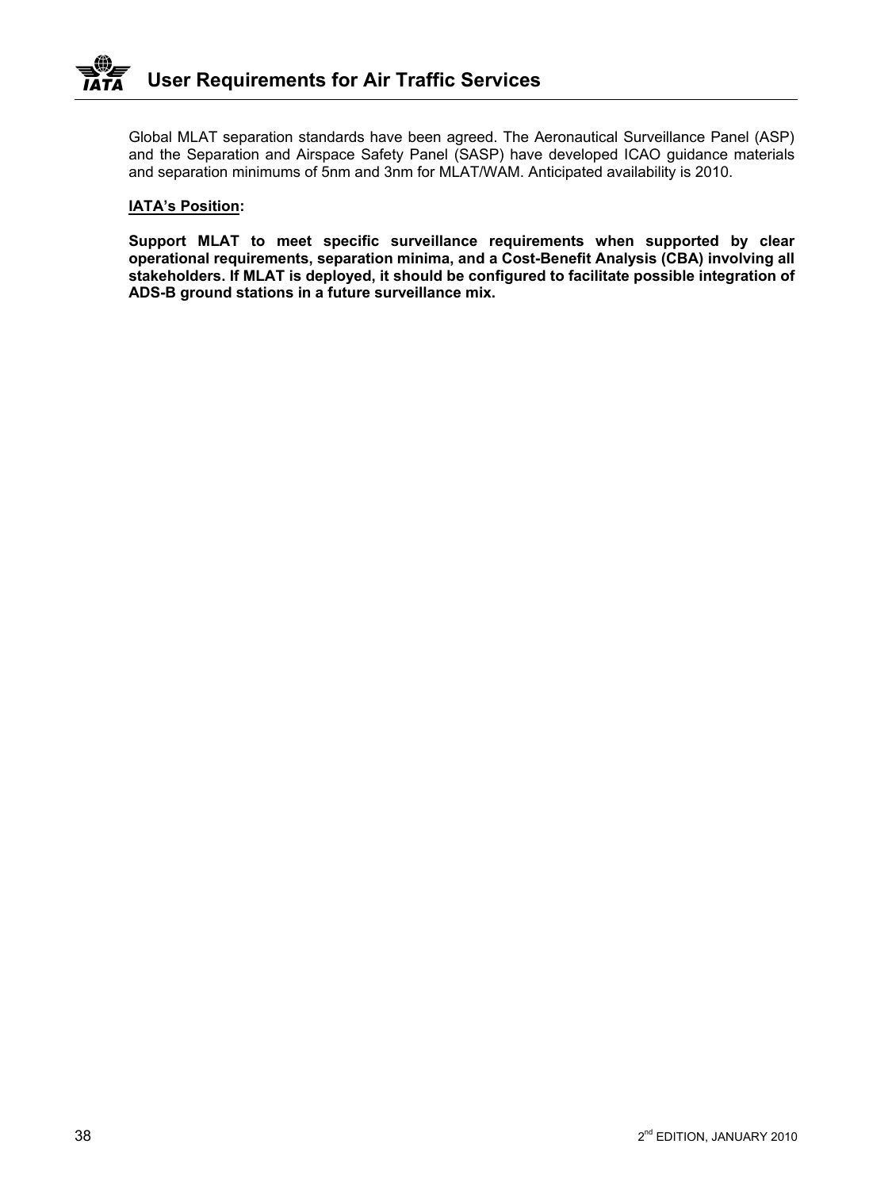Global MLAT separation standards have been agreed. The Aeronautical Surveillance Panel (ASP) and the Separation and Airspace Safety Panel (SASP) have developed ICAO guidance materials and separation minimums of 5nm and 3nm for MLAT/WAM. Anticipated availability is 2010.

**IATA's Position:**

**Support MLAT to meet specific surveillance requirements when supported by clear operational requirements, separation minima, and a Cost-Benefit Analysis (CBA) involving all stakeholders. If MLAT is deployed, it should be configured to facilitate possible integration of ADS-B ground stations in a future surveillance mix.**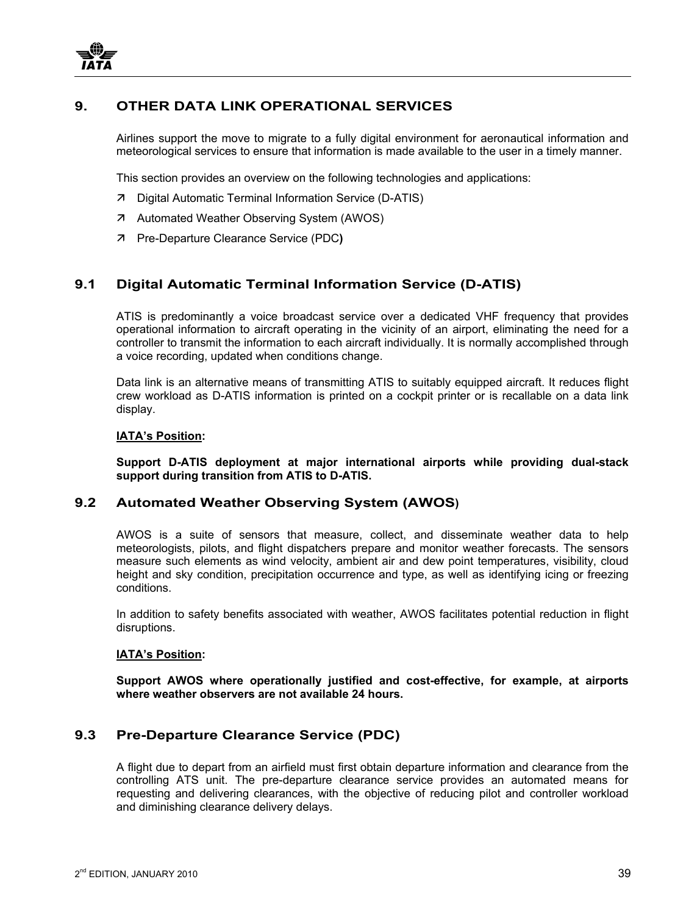# 9. OTHER DATA LINK OPERATIONAL SERVICES

Airlines support the move to migrate to a fully digital environment for aeronautical information and meteorological services to ensure that information is made available to the user in a timely manner.

This section provides an overview on the following technologies and applications:

- Digital Automatic Terminal Information Service (D-ATIS)
- Automated Weather Observing System (AWOS)
- Pre-Departure Clearance Service (PDC**)**

## 9.1 Digital Automatic Terminal Information Service (D-ATIS)

ATIS is predominantly a voice broadcast service over a dedicated VHF frequency that provides operational information to aircraft operating in the vicinity of an airport, eliminating the need for a controller to transmit the information to each aircraft individually. It is normally accomplished through a voice recording, updated when conditions change.

Data link is an alternative means of transmitting ATIS to suitably equipped aircraft. It reduces flight crew workload as D-ATIS information is printed on a cockpit printer or is recallable on a data link display.

**IATA's Position:**

**Support D-ATIS deployment at major international airports while providing dual-stack support during transition from ATIS to D-ATIS.**

## 9.2 Automated Weather Observing System (AWOS)

AWOS is a suite of sensors that measure, collect, and disseminate weather data to help meteorologists, pilots, and flight dispatchers prepare and monitor weather forecasts. The sensors measure such elements as wind velocity, ambient air and dew point temperatures, visibility, cloud height and sky condition, precipitation occurrence and type, as well as identifying icing or freezing conditions.

In addition to safety benefits associated with weather, AWOS facilitates potential reduction in flight disruptions.

**IATA's Position:**

**Support AWOS where operationally justified and cost-effective, for example, at airports where weather observers are not available 24 hours.**

## 9.3 Pre-Departure Clearance Service (PDC)

A flight due to depart from an airfield must first obtain departure information and clearance from the controlling ATS unit. The pre-departure clearance service provides an automated means for requesting and delivering clearances, with the objective of reducing pilot and controller workload and diminishing clearance delivery delays.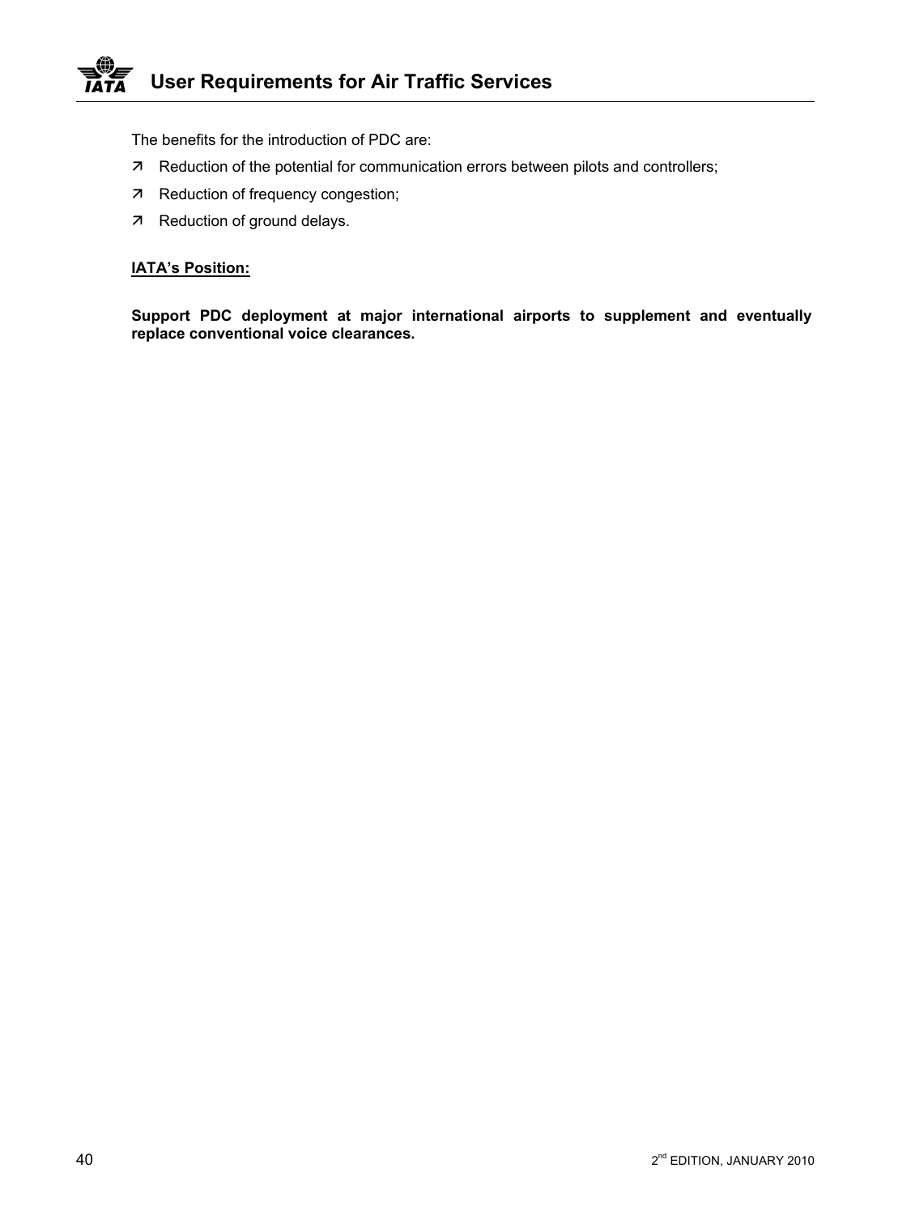The benefits for the introduction of PDC are:

- Reduction of the potential for communication errors between pilots and controllers;
- Reduction of frequency congestion;
- Reduction of ground delays.

**IATA's Position:**

**Support PDC deployment at major international airports to supplement and eventually replace conventional voice clearances.**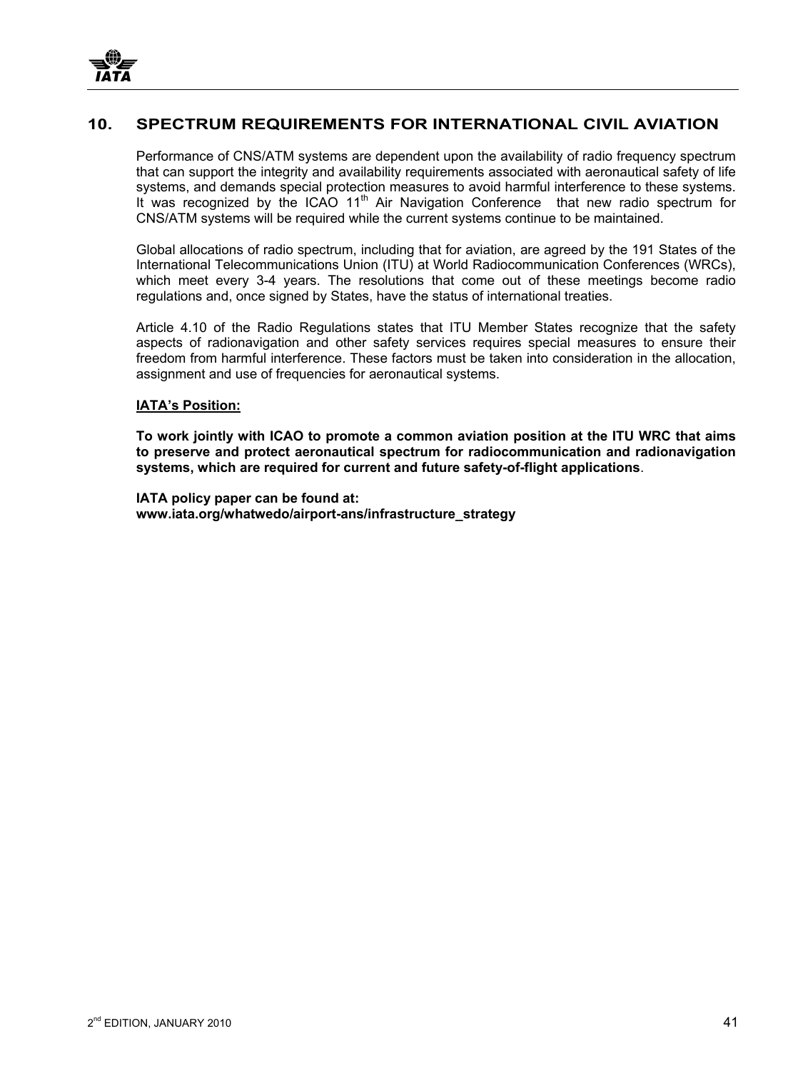## 10. SPECTRUM REQUIREMENTS FOR INTERNATIONAL CIVIL AVIATION

Performance of CNS/ATM systems are dependent upon the availability of radio frequency spectrum that can support the integrity and availability requirements associated with aeronautical safety of life systems, and demands special protection measures to avoid harmful interference to these systems. It was recognized by the ICAO 11th Air Navigation Conference that new radio spectrum for CNS/ATM systems will be required while the current systems continue to be maintained.

Global allocations of radio spectrum, including that for aviation, are agreed by the 191 States of the International Telecommunications Union (ITU) at World Radiocommunication Conferences (WRCs), which meet every 3-4 years. The resolutions that come out of these meetings become radio regulations and, once signed by States, have the status of international treaties.

Article 4.10 of the Radio Regulations states that ITU Member States recognize that the safety aspects of radionavigation and other safety services requires special measures to ensure their freedom from harmful interference. These factors must be taken into consideration in the allocation, assignment and use of frequencies for aeronautical systems.

**IATA's Position:**

**To work jointly with ICAO to promote a common aviation position at the ITU WRC that aims to preserve and protect aeronautical spectrum for radiocommunication and radionavigation systems, which are required for current and future safety-of-flight applications**.

**IATA policy paper can be found at:**
**www.iata.org/whatwedo/airport-ans/infrastructure_strategy**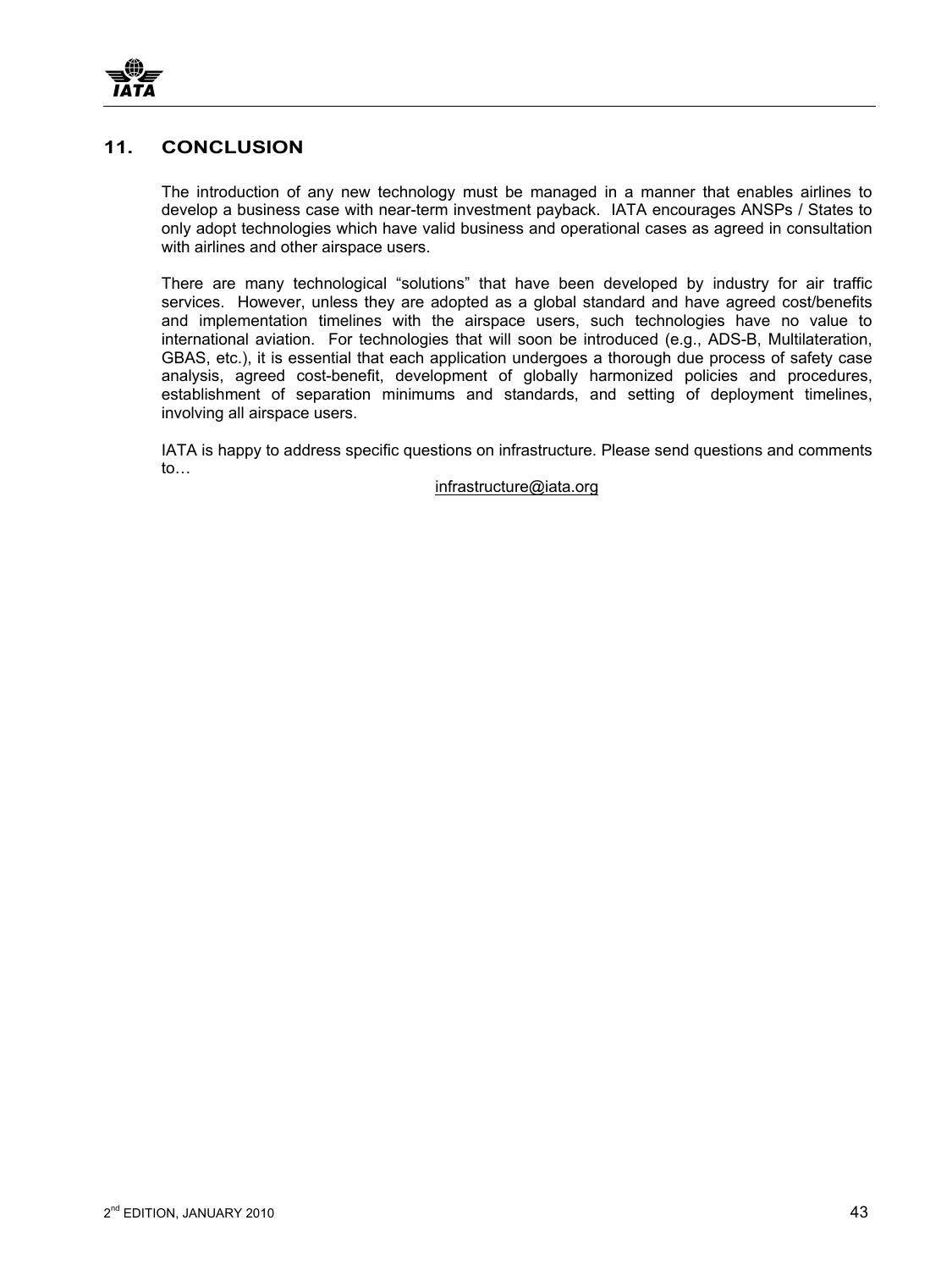## 11. CONCLUSION

The introduction of any new technology must be managed in a manner that enables airlines to develop a business case with near-term investment payback. IATA encourages ANSPs / States to only adopt technologies which have valid business and operational cases as agreed in consultation with airlines and other airspace users.

There are many technological "solutions" that have been developed by industry for air traffic services. However, unless they are adopted as a global standard and have agreed cost/benefits and implementation timelines with the airspace users, such technologies have no value to international aviation. For technologies that will soon be introduced (e.g., ADS-B, Multilateration, GBAS, etc.), it is essential that each application undergoes a thorough due process of safety case analysis, agreed cost-benefit, development of globally harmonized policies and procedures, establishment of separation minimums and standards, and setting of deployment timelines, involving all airspace users.

IATA is happy to address specific questions on infrastructure. Please send questions and comments to…

infrastructure@iata.org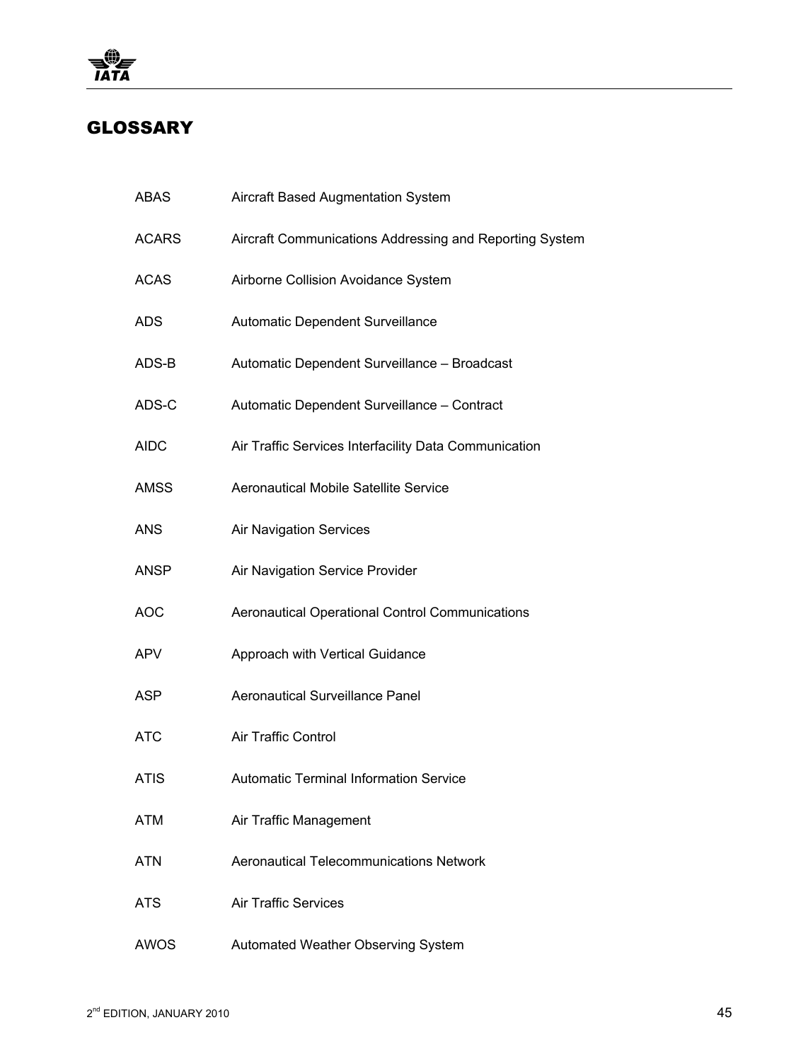# GLOSSARY

| | |
|---|---|
| ABAS | Aircraft Based Augmentation System |
| ACARS | Aircraft Communications Addressing and Reporting System |
| ACAS | Airborne Collision Avoidance System |
| ADS | Automatic Dependent Surveillance |
| ADS-B | Automatic Dependent Surveillance – Broadcast |
| ADS-C | Automatic Dependent Surveillance – Contract |
| AIDC | Air Traffic Services Interfacility Data Communication |
| AMSS | Aeronautical Mobile Satellite Service |
| ANS | Air Navigation Services |
| ANSP | Air Navigation Service Provider |
| AOC | Aeronautical Operational Control Communications |
| APV | Approach with Vertical Guidance |
| ASP | Aeronautical Surveillance Panel |
| ATC | Air Traffic Control |
| ATIS | Automatic Terminal Information Service |
| ATM | Air Traffic Management |
| ATN | Aeronautical Telecommunications Network |
| ATS | Air Traffic Services |
| AWOS | Automated Weather Observing System |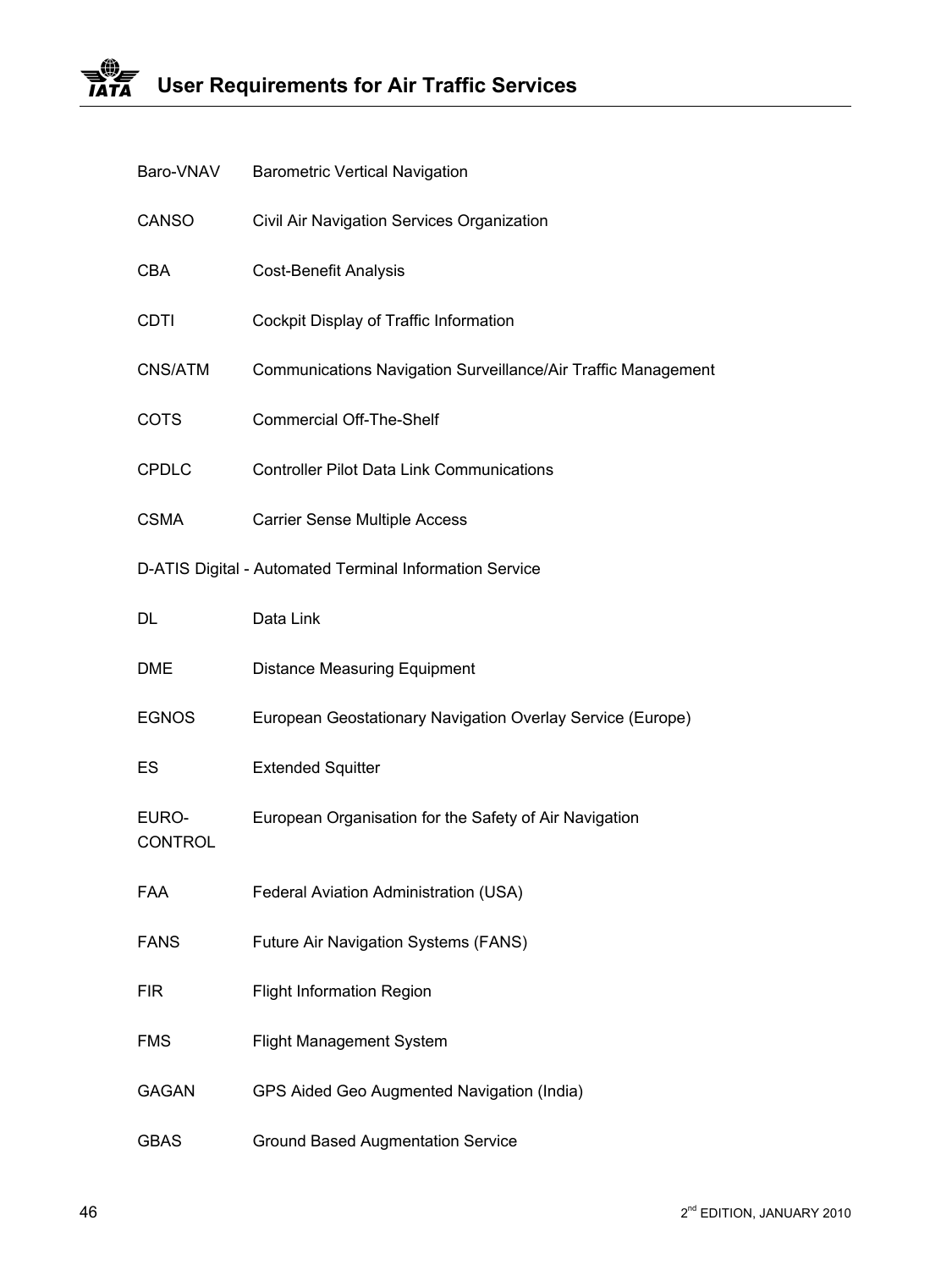| | |
|---|---|
| Baro-VNAV | Barometric Vertical Navigation |
| CANSO | Civil Air Navigation Services Organization |
| CBA | Cost-Benefit Analysis |
| CDTI | Cockpit Display of Traffic Information |
| CNS/ATM | Communications Navigation Surveillance/Air Traffic Management |
| COTS | Commercial Off-The-Shelf |
| CPDLC | Controller Pilot Data Link Communications |
| CSMA | Carrier Sense Multiple Access |
| D-ATIS | Digital - Automated Terminal Information Service |
| DL | Data Link |
| DME | Distance Measuring Equipment |
| EGNOS | European Geostationary Navigation Overlay Service (Europe) |
| ES | Extended Squitter |
| EURO-CONTROL | European Organisation for the Safety of Air Navigation |
| FAA | Federal Aviation Administration (USA) |
| FANS | Future Air Navigation Systems (FANS) |
| FIR | Flight Information Region |
| FMS | Flight Management System |
| GAGAN | GPS Aided Geo Augmented Navigation (India) |
| GBAS | Ground Based Augmentation Service |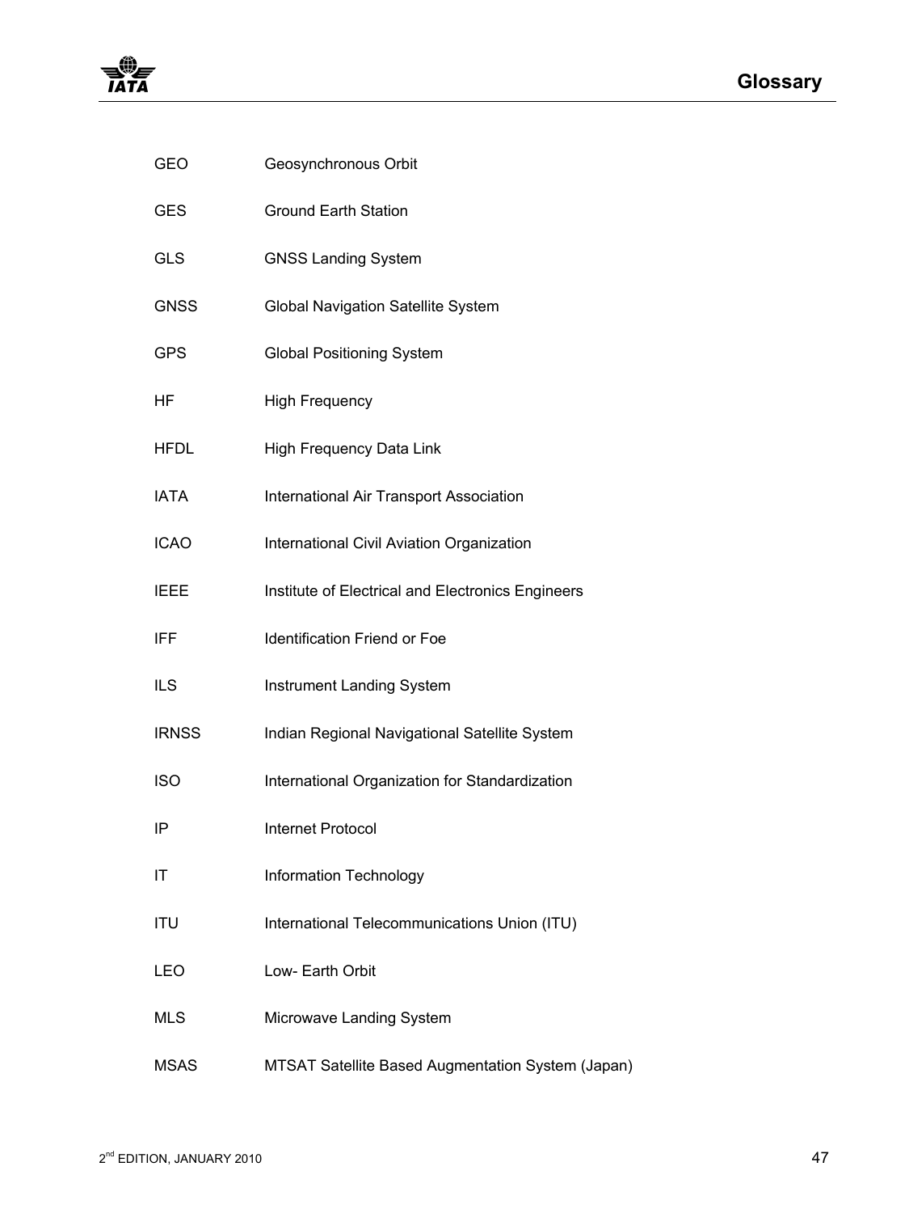| | |
|---|---|
| GEO | Geosynchronous Orbit |
| GES | Ground Earth Station |
| GLS | GNSS Landing System |
| GNSS | Global Navigation Satellite System |
| GPS | Global Positioning System |
| HF | High Frequency |
| HFDL | High Frequency Data Link |
| IATA | International Air Transport Association |
| ICAO | International Civil Aviation Organization |
| IEEE | Institute of Electrical and Electronics Engineers |
| IFF | Identification Friend or Foe |
| ILS | Instrument Landing System |
| IRNSS | Indian Regional Navigational Satellite System |
| ISO | International Organization for Standardization |
| IP | Internet Protocol |
| IT | Information Technology |
| ITU | International Telecommunications Union (ITU) |
| LEO | Low- Earth Orbit |
| MLS | Microwave Landing System |
| MSAS | MTSAT Satellite Based Augmentation System (Japan) |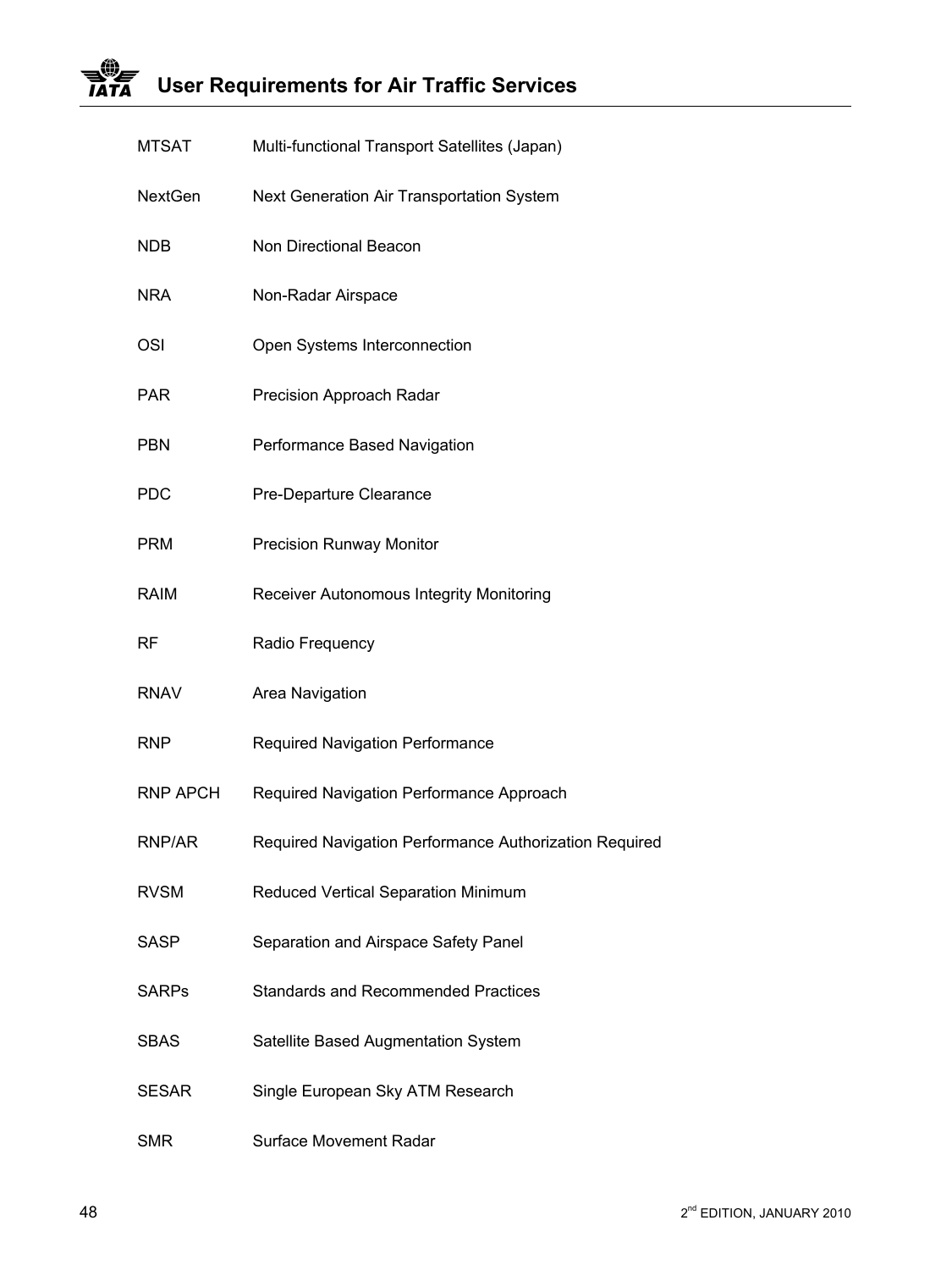| | |
|---|---|
| MTSAT | Multi-functional Transport Satellites (Japan) |
| NextGen | Next Generation Air Transportation System |
| NDB | Non Directional Beacon |
| NRA | Non-Radar Airspace |
| OSI | Open Systems Interconnection |
| PAR | Precision Approach Radar |
| PBN | Performance Based Navigation |
| PDC | Pre-Departure Clearance |
| PRM | Precision Runway Monitor |
| RAIM | Receiver Autonomous Integrity Monitoring |
| RF | Radio Frequency |
| RNAV | Area Navigation |
| RNP | Required Navigation Performance |
| RNP APCH | Required Navigation Performance Approach |
| RNP/AR | Required Navigation Performance Authorization Required |
| RVSM | Reduced Vertical Separation Minimum |
| SASP | Separation and Airspace Safety Panel |
| SARPs | Standards and Recommended Practices |
| SBAS | Satellite Based Augmentation System |
| SESAR | Single European Sky ATM Research |
| SMR | Surface Movement Radar |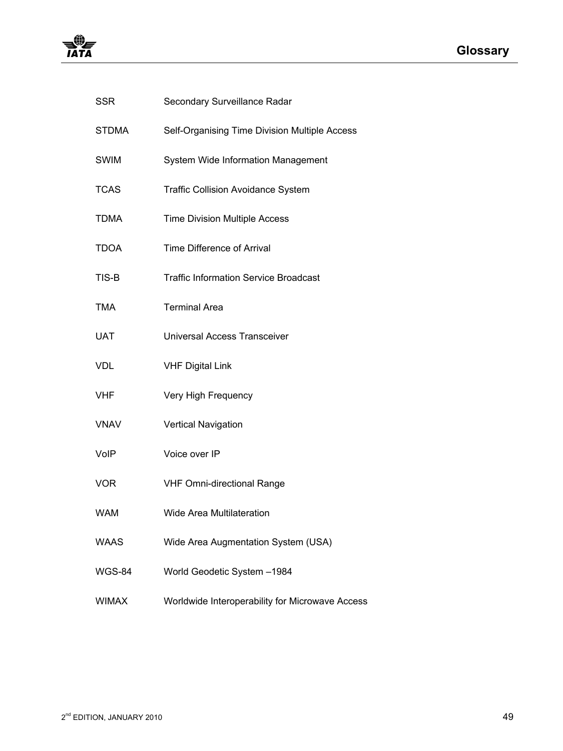| | |
|---|---|
| SSR | Secondary Surveillance Radar |
| STDMA | Self-Organising Time Division Multiple Access |
| SWIM | System Wide Information Management |
| TCAS | Traffic Collision Avoidance System |
| TDMA | Time Division Multiple Access |
| TDOA | Time Difference of Arrival |
| TIS-B | Traffic Information Service Broadcast |
| TMA | Terminal Area |
| UAT | Universal Access Transceiver |
| VDL | VHF Digital Link |
| VHF | Very High Frequency |
| VNAV | Vertical Navigation |
| VoIP | Voice over IP |
| VOR | VHF Omni-directional Range |
| WAM | Wide Area Multilateration |
| WAAS | Wide Area Augmentation System (USA) |
| WGS-84 | World Geodetic System –1984 |
| WIMAX | Worldwide Interoperability for Microwave Access |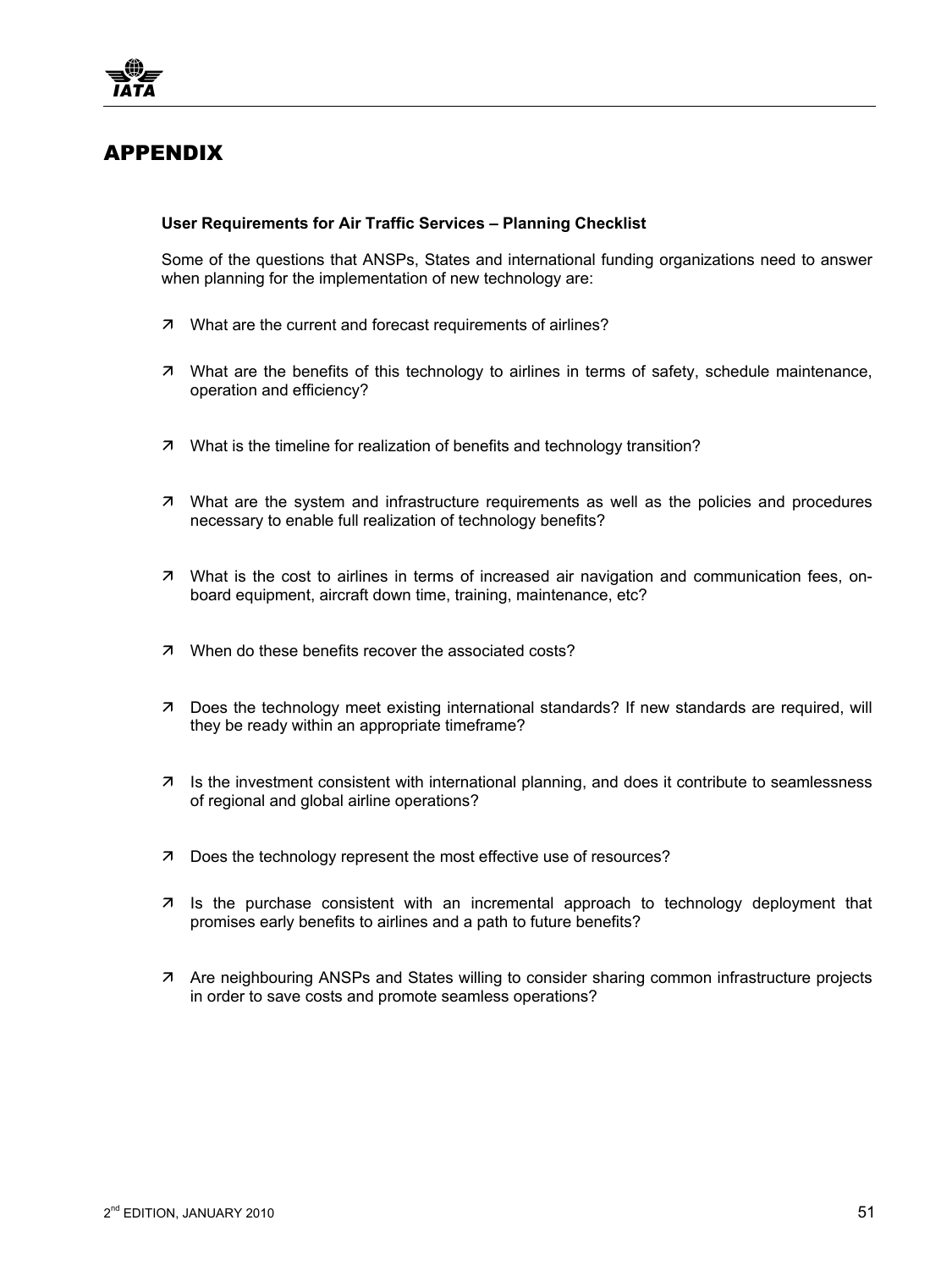# APPENDIX

**User Requirements for Air Traffic Services – Planning Checklist**

Some of the questions that ANSPs, States and international funding organizations need to answer when planning for the implementation of new technology are:

- What are the current and forecast requirements of airlines?
- What are the benefits of this technology to airlines in terms of safety, schedule maintenance, operation and efficiency?
- What is the timeline for realization of benefits and technology transition?
- What are the system and infrastructure requirements as well as the policies and procedures necessary to enable full realization of technology benefits?
- What is the cost to airlines in terms of increased air navigation and communication fees, on-board equipment, aircraft down time, training, maintenance, etc?
- When do these benefits recover the associated costs?
- Does the technology meet existing international standards? If new standards are required, will they be ready within an appropriate timeframe?
- Is the investment consistent with international planning, and does it contribute to seamlessness of regional and global airline operations?
- Does the technology represent the most effective use of resources?
- Is the purchase consistent with an incremental approach to technology deployment that promises early benefits to airlines and a path to future benefits?
- Are neighbouring ANSPs and States willing to consider sharing common infrastructure projects in order to save costs and promote seamless operations?